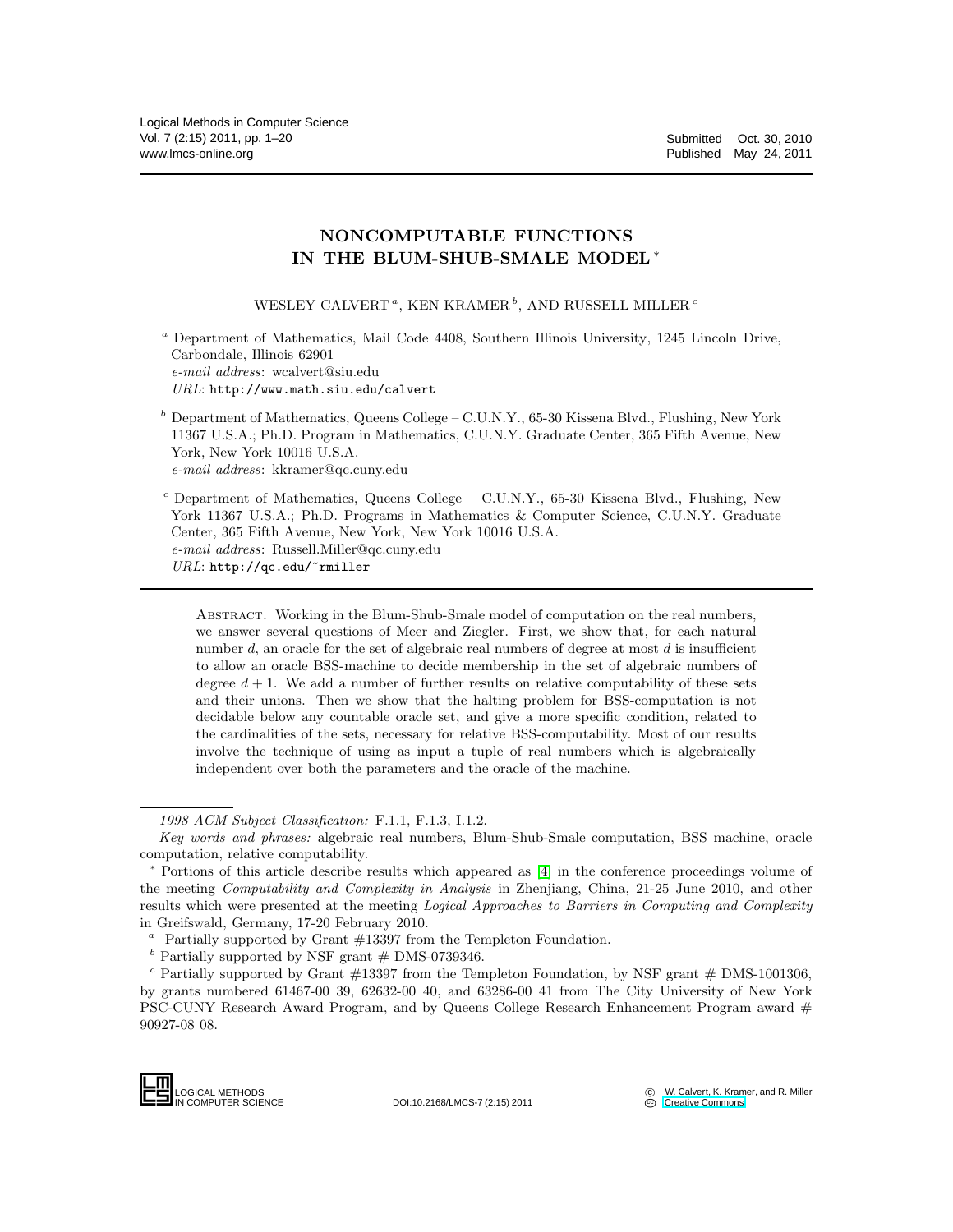# NONCOMPUTABLE FUNCTIONS IN THE BLUM-SHUB-SMALE MODEL *

WESLEY CALVERT [a], KEN KRAMER [b], AND RUSSELL MILLER [c]

[a] Department of Mathematics, Mail Code 4408, Southern Illinois University, 1245 Lincoln Drive, Carbondale, Illinois 62901
*e-mail address*: wcalvert@siu.edu
*URL*: http://www.math.siu.edu/calvert

[b] Department of Mathematics, Queens College – C.U.N.Y., 65-30 Kissena Blvd., Flushing, New York 11367 U.S.A.; Ph.D. Program in Mathematics, C.U.N.Y. Graduate Center, 365 Fifth Avenue, New York, New York 10016 U.S.A.
*e-mail address*: kkramer@qc.cuny.edu

[c] Department of Mathematics, Queens College – C.U.N.Y., 65-30 Kissena Blvd., Flushing, New York 11367 U.S.A.; Ph.D. Programs in Mathematics & Computer Science, C.U.N.Y. Graduate Center, 365 Fifth Avenue, New York, New York 10016 U.S.A.
*e-mail address*: Russell.Miller@qc.cuny.edu
*URL*: http://qc.edu/~rmiller

ABSTRACT. Working in the Blum-Shub-Smale model of computation on the real numbers, we answer several questions of Meer and Ziegler. First, we show that, for each natural number $d$, an oracle for the set of algebraic real numbers of degree at most $d$ is insufficient to allow an oracle BSS-machine to decide membership in the set of algebraic numbers of degree $d+1$. We add a number of further results on relative computability of these sets and their unions. Then we show that the halting problem for BSS-computation is not decidable below any countable oracle set, and give a more specific condition, related to the cardinalities of the sets, necessary for relative BSS-computability. Most of our results involve the technique of using as input a tuple of real numbers which is algebraically independent over both the parameters and the oracle of the machine.

*1998 ACM Subject Classification:* F.1.1, F.1.3, I.1.2.

*Key words and phrases:* algebraic real numbers, Blum-Shub-Smale computation, BSS machine, oracle computation, relative computability.

* Portions of this article describe results which appeared as [4] in the conference proceedings volume of the meeting *Computability and Complexity in Analysis* in Zhenjiang, China, 21-25 June 2010, and other results which were presented at the meeting *Logical Approaches to Barriers in Computing and Complexity* in Greifswald, Germany, 17-20 February 2010.

[a] Partially supported by Grant #13397 from the Templeton Foundation.

[b] Partially supported by NSF grant # DMS-0739346.

[c] Partially supported by Grant #13397 from the Templeton Foundation, by NSF grant # DMS-1001306, by grants numbered 61467-00 39, 62632-00 40, and 63286-00 41 from The City University of New York PSC-CUNY Research Award Program, and by Queens College Research Enhancement Program award # 90927-08 08.

DOI:10.2168/LMCS-7 (2:15) 2011 © W. Calvert, K. Kramer, and R. Miller, Creative Commons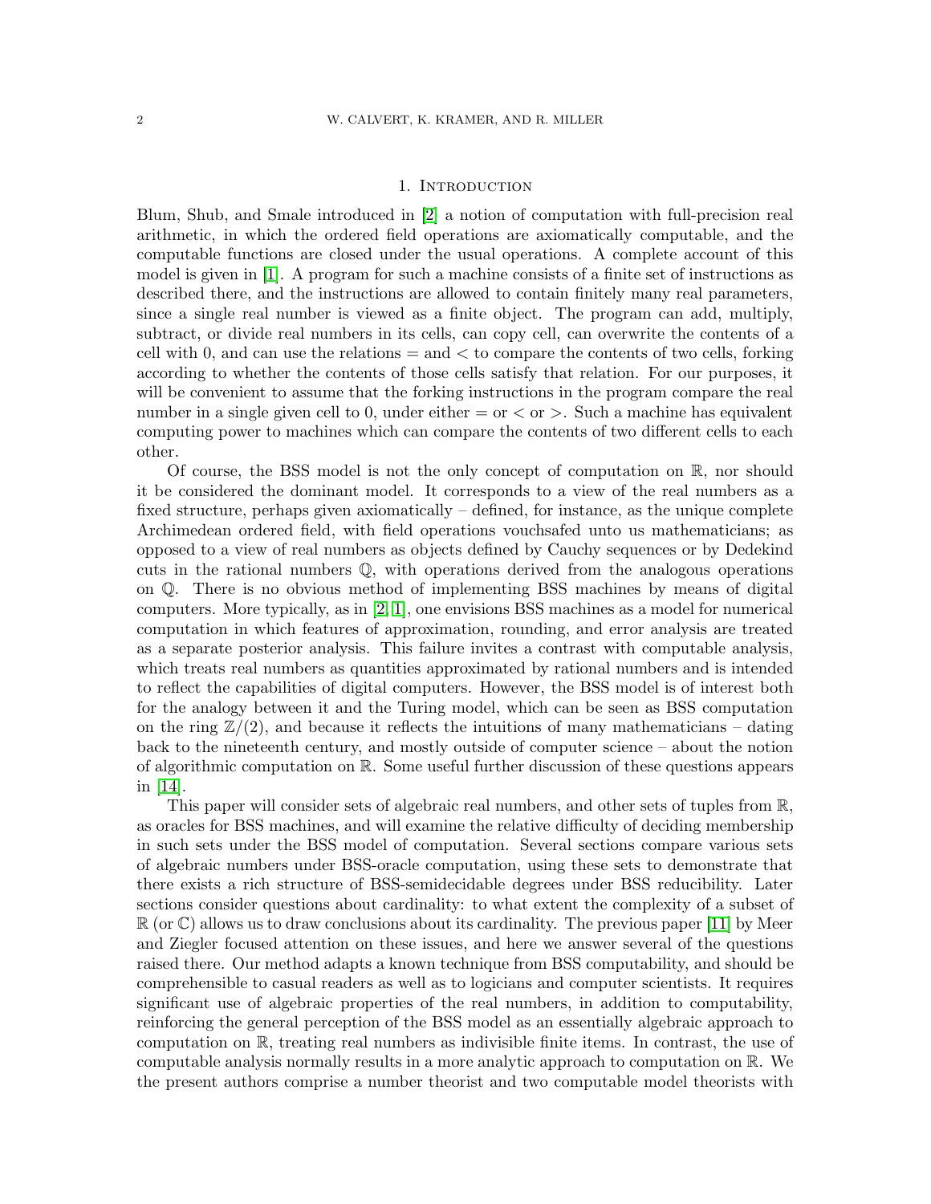# 1. Introduction

Blum, Shub, and Smale introduced in [2] a notion of computation with full-precision real arithmetic, in which the ordered field operations are axiomatically computable, and the computable functions are closed under the usual operations. A complete account of this model is given in [1]. A program for such a machine consists of a finite set of instructions as described there, and the instructions are allowed to contain finitely many real parameters, since a single real number is viewed as a finite object. The program can add, multiply, subtract, or divide real numbers in its cells, can copy cell, can overwrite the contents of a cell with 0, and can use the relations = and < to compare the contents of two cells, forking according to whether the contents of those cells satisfy that relation. For our purposes, it will be convenient to assume that the forking instructions in the program compare the real number in a single given cell to 0, under either = or < or >. Such a machine has equivalent computing power to machines which can compare the contents of two different cells to each other.

Of course, the BSS model is not the only concept of computation on $\mathbb{R}$, nor should it be considered the dominant model. It corresponds to a view of the real numbers as a fixed structure, perhaps given axiomatically – defined, for instance, as the unique complete Archimedean ordered field, with field operations vouchsafed unto us mathematicians; as opposed to a view of real numbers as objects defined by Cauchy sequences or by Dedekind cuts in the rational numbers $\mathbb{Q}$, with operations derived from the analogous operations on $\mathbb{Q}$. There is no obvious method of implementing BSS machines by means of digital computers. More typically, as in [2, 1], one envisions BSS machines as a model for numerical computation in which features of approximation, rounding, and error analysis are treated as a separate posterior analysis. This failure invites a contrast with computable analysis, which treats real numbers as quantities approximated by rational numbers and is intended to reflect the capabilities of digital computers. However, the BSS model is of interest both for the analogy between it and the Turing model, which can be seen as BSS computation on the ring $\mathbb{Z}/(2)$, and because it reflects the intuitions of many mathematicians – dating back to the nineteenth century, and mostly outside of computer science – about the notion of algorithmic computation on $\mathbb{R}$. Some useful further discussion of these questions appears in [14].

This paper will consider sets of algebraic real numbers, and other sets of tuples from $\mathbb{R}$, as oracles for BSS machines, and will examine the relative difficulty of deciding membership in such sets under the BSS model of computation. Several sections compare various sets of algebraic numbers under BSS-oracle computation, using these sets to demonstrate that there exists a rich structure of BSS-semidecidable degrees under BSS reducibility. Later sections consider questions about cardinality: to what extent the complexity of a subset of $\mathbb{R}$ (or $\mathbb{C}$) allows us to draw conclusions about its cardinality. The previous paper [11] by Meer and Ziegler focused attention on these issues, and here we answer several of the questions raised there. Our method adapts a known technique from BSS computability, and should be comprehensible to casual readers as well as to logicians and computer scientists. It requires significant use of algebraic properties of the real numbers, in addition to computability, reinforcing the general perception of the BSS model as an essentially algebraic approach to computation on $\mathbb{R}$, treating real numbers as indivisible finite items. In contrast, the use of computable analysis normally results in a more analytic approach to computation on $\mathbb{R}$. We the present authors comprise a number theorist and two computable model theorists with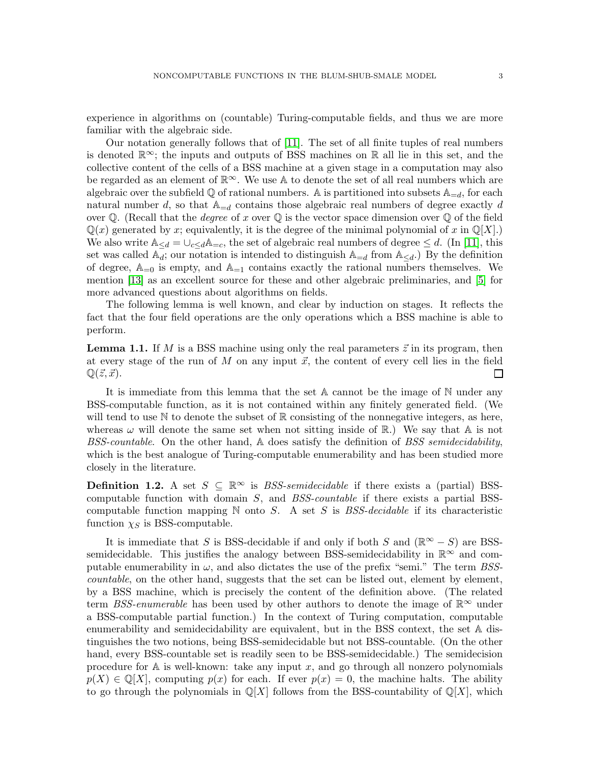experience in algorithms on (countable) Turing-computable fields, and thus we are more familiar with the algebraic side.

Our notation generally follows that of [11]. The set of all finite tuples of real numbers is denoted $\mathbb{R}^\infty$; the inputs and outputs of BSS machines on $\mathbb{R}$ all lie in this set, and the collective content of the cells of a BSS machine at a given stage in a computation may also be regarded as an element of $\mathbb{R}^\infty$. We use $\mathbb{A}$ to denote the set of all real numbers which are algebraic over the subfield $\mathbb{Q}$ of rational numbers. $\mathbb{A}$ is partitioned into subsets $\mathbb{A}_{=d}$, for each natural number $d$, so that $\mathbb{A}_{=d}$ contains those algebraic real numbers of degree exactly $d$ over $\mathbb{Q}$. (Recall that the *degree* of $x$ over $\mathbb{Q}$ is the vector space dimension over $\mathbb{Q}$ of the field $\mathbb{Q}(x)$ generated by $x$; equivalently, it is the degree of the minimal polynomial of $x$ in $\mathbb{Q}[X]$.) We also write $\mathbb{A}_{\leq d} = \cup_{c \leq d} \mathbb{A}_{=c}$, the set of algebraic real numbers of degree $\leq d$. (In [11], this set was called $\mathbb{A}_d$; our notation is intended to distinguish $\mathbb{A}_{=d}$ from $\mathbb{A}_{\leq d}$.) By the definition of degree, $\mathbb{A}_{=0}$ is empty, and $\mathbb{A}_{=1}$ contains exactly the rational numbers themselves. We mention [13] as an excellent source for these and other algebraic preliminaries, and [5] for more advanced questions about algorithms on fields.

The following lemma is well known, and clear by induction on stages. It reflects the fact that the four field operations are the only operations which a BSS machine is able to perform.

**Lemma 1.1.** *If $M$ is a BSS machine using only the real parameters $\vec{z}$ in its program, then at every stage of the run of $M$ on any input $\vec{x}$, the content of every cell lies in the field $\mathbb{Q}(\vec{z}, \vec{x})$.* □

It is immediate from this lemma that the set $\mathbb{A}$ cannot be the image of $\mathbb{N}$ under any BSS-computable function, as it is not contained within any finitely generated field. (We will tend to use $\mathbb{N}$ to denote the subset of $\mathbb{R}$ consisting of the nonnegative integers, as here, whereas $\omega$ will denote the same set when not sitting inside of $\mathbb{R}$.) We say that $\mathbb{A}$ is not *BSS-countable*. On the other hand, $\mathbb{A}$ does satisfy the definition of *BSS semidecidability*, which is the best analogue of Turing-computable enumerability and has been studied more closely in the literature.

**Definition 1.2.** A set $S \subseteq \mathbb{R}^\infty$ is *BSS-semidecidable* if there exists a (partial) BSS-computable function with domain $S$, and *BSS-countable* if there exists a partial BSS-computable function mapping $\mathbb{N}$ onto $S$. A set $S$ is *BSS-decidable* if its characteristic function $\chi_S$ is BSS-computable.

It is immediate that $S$ is BSS-decidable if and only if both $S$ and $(\mathbb{R}^\infty - S)$ are BSS-semidecidable. This justifies the analogy between BSS-semidecidability in $\mathbb{R}^\infty$ and computable enumerability in $\omega$, and also dictates the use of the prefix "semi." The term *BSS-countable*, on the other hand, suggests that the set can be listed out, element by element, by a BSS machine, which is precisely the content of the definition above. (The related term *BSS-enumerable* has been used by other authors to denote the image of $\mathbb{R}^\infty$ under a BSS-computable partial function.) In the context of Turing computation, computable enumerability and semidecidability are equivalent, but in the BSS context, the set $\mathbb{A}$ distinguishes the two notions, being BSS-semidecidable but not BSS-countable. (On the other hand, every BSS-countable set is readily seen to be BSS-semidecidable.) The semidecision procedure for $\mathbb{A}$ is well-known: take any input $x$, and go through all nonzero polynomials $p(X) \in \mathbb{Q}[X]$, computing $p(x)$ for each. If ever $p(x) = 0$, the machine halts. The ability to go through the polynomials in $\mathbb{Q}[X]$ follows from the BSS-countability of $\mathbb{Q}[X]$, which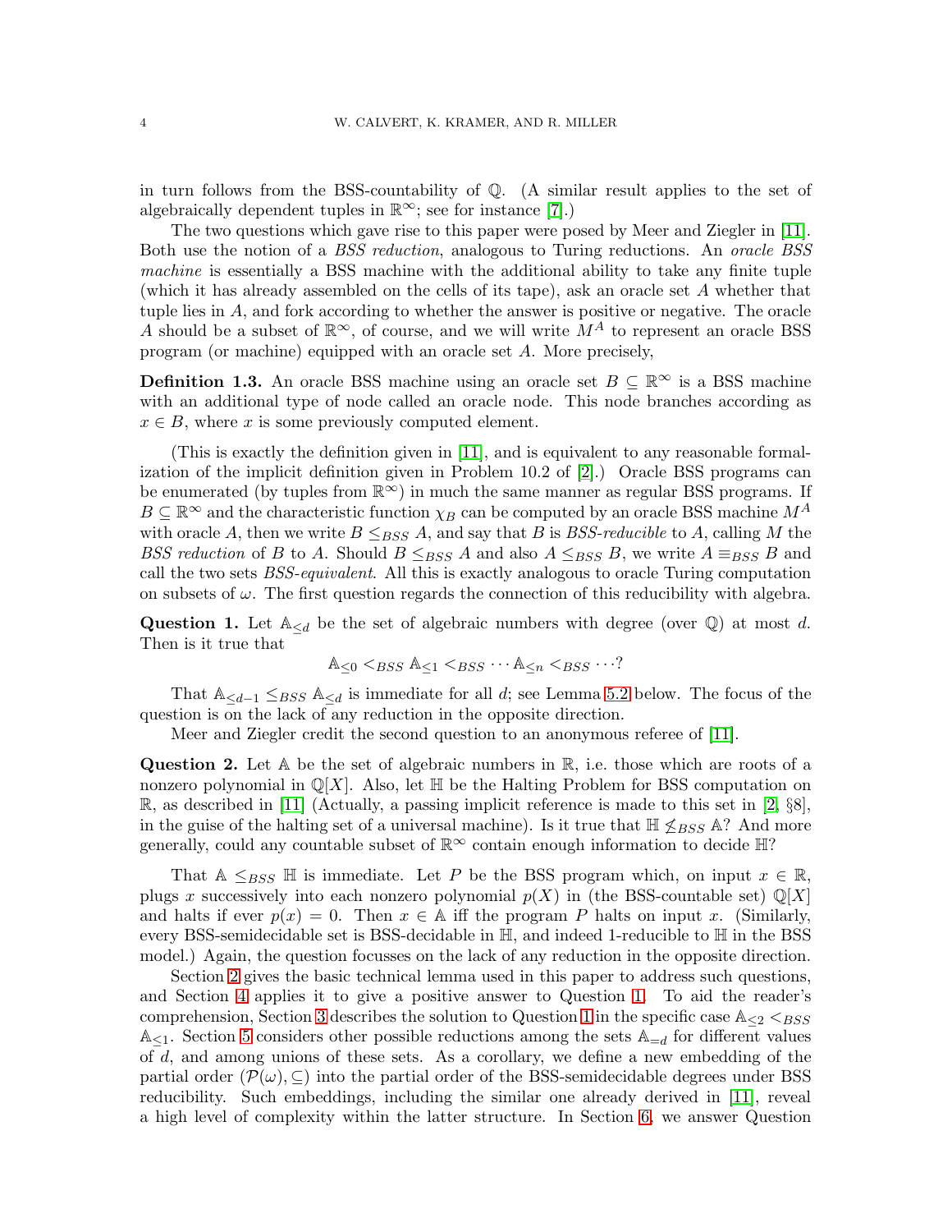in turn follows from the BSS-countability of $\mathbb{Q}$. (A similar result applies to the set of algebraically dependent tuples in $\mathbb{R}^\infty$; see for instance [7].)

The two questions which gave rise to this paper were posed by Meer and Ziegler in [11]. Both use the notion of a *BSS reduction*, analogous to Turing reductions. An *oracle BSS machine* is essentially a BSS machine with the additional ability to take any finite tuple (which it has already assembled on the cells of its tape), ask an oracle set $A$ whether that tuple lies in $A$, and fork according to whether the answer is positive or negative. The oracle $A$ should be a subset of $\mathbb{R}^\infty$, of course, and we will write $M^A$ to represent an oracle BSS program (or machine) equipped with an oracle set $A$. More precisely,

**Definition 1.3.** An oracle BSS machine using an oracle set $B \subseteq \mathbb{R}^\infty$ is a BSS machine with an additional type of node called an oracle node. This node branches according as $x \in B$, where $x$ is some previously computed element.

(This is exactly the definition given in [11], and is equivalent to any reasonable formalization of the implicit definition given in Problem 10.2 of [2].) Oracle BSS programs can be enumerated (by tuples from $\mathbb{R}^\infty$) in much the same manner as regular BSS programs. If $B \subseteq \mathbb{R}^\infty$ and the characteristic function $\chi_B$ can be computed by an oracle BSS machine $M^A$ with oracle $A$, then we write $B \leq_{BSS} A$, and say that $B$ is *BSS-reducible* to $A$, calling $M$ the *BSS reduction* of $B$ to $A$. Should $B \leq_{BSS} A$ and also $A \leq_{BSS} B$, we write $A \equiv_{BSS} B$ and call the two sets *BSS-equivalent*. All this is exactly analogous to oracle Turing computation on subsets of $\omega$. The first question regards the connection of this reducibility with algebra.

**Question 1.** Let $\mathbb{A}_{\leq d}$ be the set of algebraic numbers with degree (over $\mathbb{Q}$) at most $d$. Then is it true that

$$\mathbb{A}_{\leq 0} <_{BSS} \mathbb{A}_{\leq 1} <_{BSS} \cdots \mathbb{A}_{\leq n} <_{BSS} \cdots ?$$

That $\mathbb{A}_{\leq d-1} \leq_{BSS} \mathbb{A}_{\leq d}$ is immediate for all $d$; see Lemma 5.2 below. The focus of the question is on the lack of any reduction in the opposite direction.

Meer and Ziegler credit the second question to an anonymous referee of [11].

**Question 2.** Let $\mathbb{A}$ be the set of algebraic numbers in $\mathbb{R}$, i.e. those which are roots of a nonzero polynomial in $\mathbb{Q}[X]$. Also, let $\mathbb{H}$ be the Halting Problem for BSS computation on $\mathbb{R}$, as described in [11] (Actually, a passing implicit reference is made to this set in [2, §8], in the guise of the halting set of a universal machine). Is it true that $\mathbb{H} \not\leq_{BSS} \mathbb{A}$? And more generally, could any countable subset of $\mathbb{R}^\infty$ contain enough information to decide $\mathbb{H}$?

That $\mathbb{A} \leq_{BSS} \mathbb{H}$ is immediate. Let $P$ be the BSS program which, on input $x \in \mathbb{R}$, plugs $x$ successively into each nonzero polynomial $p(X)$ in (the BSS-countable set) $\mathbb{Q}[X]$ and halts if ever $p(x) = 0$. Then $x \in \mathbb{A}$ iff the program $P$ halts on input $x$. (Similarly, every BSS-semidecidable set is BSS-decidable in $\mathbb{H}$, and indeed 1-reducible to $\mathbb{H}$ in the BSS model.) Again, the question focusses on the lack of any reduction in the opposite direction.

Section 2 gives the basic technical lemma used in this paper to address such questions, and Section 4 applies it to give a positive answer to Question 1. To aid the reader's comprehension, Section 3 describes the solution to Question 1 in the specific case $\mathbb{A}_{\leq 2} <_{BSS} \mathbb{A}_{\leq 1}$. Section 5 considers other possible reductions among the sets $\mathbb{A}_{=d}$ for different values of $d$, and among unions of these sets. As a corollary, we define a new embedding of the partial order $(\mathcal{P}(\omega), \subseteq)$ into the partial order of the BSS-semidecidable degrees under BSS reducibility. Such embeddings, including the similar one already derived in [11], reveal a high level of complexity within the latter structure. In Section 6, we answer Question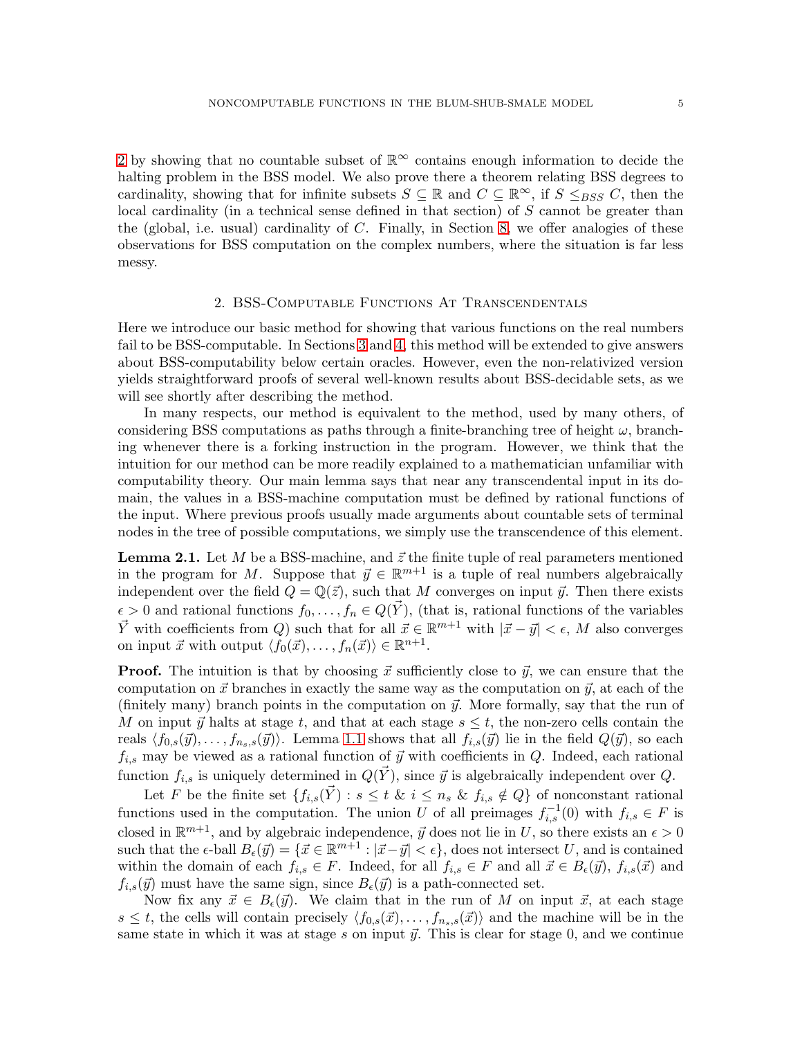2 by showing that no countable subset of $\mathbb{R}^\infty$ contains enough information to decide the halting problem in the BSS model. We also prove there a theorem relating BSS degrees to cardinality, showing that for infinite subsets $S \subseteq \mathbb{R}$ and $C \subseteq \mathbb{R}^\infty$, if $S \leq_{BSS} C$, then the local cardinality (in a technical sense defined in that section) of $S$ cannot be greater than the (global, i.e. usual) cardinality of $C$. Finally, in Section 8, we offer analogies of these observations for BSS computation on the complex numbers, where the situation is far less messy.

## 2. BSS-Computable Functions At Transcendentals

Here we introduce our basic method for showing that various functions on the real numbers fail to be BSS-computable. In Sections 3 and 4, this method will be extended to give answers about BSS-computability below certain oracles. However, even the non-relativized version yields straightforward proofs of several well-known results about BSS-decidable sets, as we will see shortly after describing the method.

In many respects, our method is equivalent to the method, used by many others, of considering BSS computations as paths through a finite-branching tree of height $\omega$, branching whenever there is a forking instruction in the program. However, we think that the intuition for our method can be more readily explained to a mathematician unfamiliar with computability theory. Our main lemma says that near any transcendental input in its domain, the values in a BSS-machine computation must be defined by rational functions of the input. Where previous proofs usually made arguments about countable sets of terminal nodes in the tree of possible computations, we simply use the transcendence of this element.

**Lemma 2.1.** Let $M$ be a BSS-machine, and $\vec{z}$ the finite tuple of real parameters mentioned in the program for $M$. Suppose that $\vec{y} \in \mathbb{R}^{m+1}$ is a tuple of real numbers algebraically independent over the field $Q = \mathbb{Q}(\vec{z})$, such that $M$ converges on input $\vec{y}$. Then there exists $\epsilon > 0$ and rational functions $f_0, \ldots, f_n \in Q(\vec{Y})$, (that is, rational functions of the variables $\vec{Y}$ with coefficients from $Q$) such that for all $\vec{x} \in \mathbb{R}^{m+1}$ with $|\vec{x} - \vec{y}| < \epsilon$, $M$ also converges on input $\vec{x}$ with output $\langle f_0(\vec{x}), \ldots, f_n(\vec{x})\rangle \in \mathbb{R}^{n+1}$.

**Proof.** The intuition is that by choosing $\vec{x}$ sufficiently close to $\vec{y}$, we can ensure that the computation on $\vec{x}$ branches in exactly the same way as the computation on $\vec{y}$, at each of the (finitely many) branch points in the computation on $\vec{y}$. More formally, say that the run of $M$ on input $\vec{y}$ halts at stage $t$, and that at each stage $s \leq t$, the non-zero cells contain the reals $\langle f_{0,s}(\vec{y}), \ldots, f_{n_s,s}(\vec{y})\rangle$. Lemma 1.1 shows that all $f_{i,s}(\vec{y})$ lie in the field $Q(\vec{y})$, so each $f_{i,s}$ may be viewed as a rational function of $\vec{y}$ with coefficients in $Q$. Indeed, each rational function $f_{i,s}$ is uniquely determined in $Q(\vec{Y})$, since $\vec{y}$ is algebraically independent over $Q$.

Let $F$ be the finite set $\{f_{i,s}(\vec{Y}) : s \leq t \ \& \ i \leq n_s \ \& \ f_{i,s} \notin Q\}$ of nonconstant rational functions used in the computation. The union $U$ of all preimages $f_{i,s}^{-1}(0)$ with $f_{i,s} \in F$ is closed in $\mathbb{R}^{m+1}$, and by algebraic independence, $\vec{y}$ does not lie in $U$, so there exists an $\epsilon > 0$ such that the $\epsilon$-ball $B_\epsilon(\vec{y}) = \{\vec{x} \in \mathbb{R}^{m+1} : |\vec{x} - \vec{y}| < \epsilon\}$, does not intersect $U$, and is contained within the domain of each $f_{i,s} \in F$. Indeed, for all $f_{i,s} \in F$ and all $\vec{x} \in B_\epsilon(\vec{y})$, $f_{i,s}(\vec{x})$ and $f_{i,s}(\vec{y})$ must have the same sign, since $B_\epsilon(\vec{y})$ is a path-connected set.

Now fix any $\vec{x} \in B_\epsilon(\vec{y})$. We claim that in the run of $M$ on input $\vec{x}$, at each stage $s \leq t$, the cells will contain precisely $\langle f_{0,s}(\vec{x}), \ldots, f_{n_s,s}(\vec{x})\rangle$ and the machine will be in the same state in which it was at stage $s$ on input $\vec{y}$. This is clear for stage 0, and we continue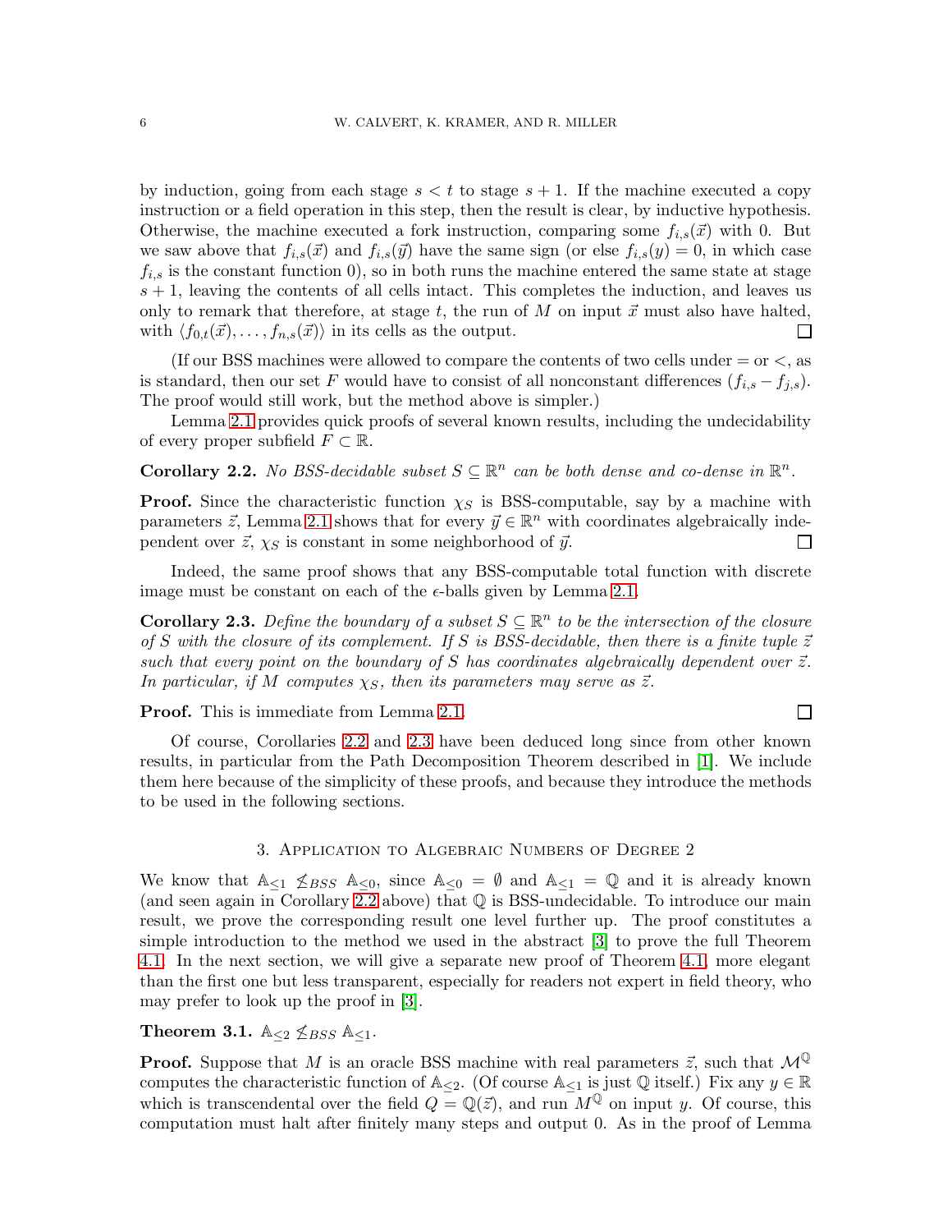by induction, going from each stage $s < t$ to stage $s + 1$. If the machine executed a copy instruction or a field operation in this step, then the result is clear, by inductive hypothesis. Otherwise, the machine executed a fork instruction, comparing some $f_{i,s}(\vec{x})$ with 0. But we saw above that $f_{i,s}(\vec{x})$ and $f_{i,s}(\vec{y})$ have the same sign (or else $f_{i,s}(y) = 0$, in which case $f_{i,s}$ is the constant function 0), so in both runs the machine entered the same state at stage $s + 1$, leaving the contents of all cells intact. This completes the induction, and leaves us only to remark that therefore, at stage $t$, the run of $M$ on input $\vec{x}$ must also have halted, with $\langle f_{0,t}(\vec{x}), \ldots, f_{n,s}(\vec{x})\rangle$ in its cells as the output. □

(If our BSS machines were allowed to compare the contents of two cells under $=$ or $<$, as is standard, then our set $F$ would have to consist of all nonconstant differences $(f_{i,s} - f_{j,s})$. The proof would still work, but the method above is simpler.)

Lemma 2.1 provides quick proofs of several known results, including the undecidability of every proper subfield $F \subset \mathbb{R}$.

**Corollary 2.2.** *No BSS-decidable subset $S \subseteq \mathbb{R}^n$ can be both dense and co-dense in $\mathbb{R}^n$.*

**Proof.** Since the characteristic function $\chi_S$ is BSS-computable, say by a machine with parameters $\vec{z}$, Lemma 2.1 shows that for every $\vec{y} \in \mathbb{R}^n$ with coordinates algebraically independent over $\vec{z}$, $\chi_S$ is constant in some neighborhood of $\vec{y}$. □

Indeed, the same proof shows that any BSS-computable total function with discrete image must be constant on each of the $\epsilon$-balls given by Lemma 2.1.

**Corollary 2.3.** *Define the boundary of a subset $S \subseteq \mathbb{R}^n$ to be the intersection of the closure of $S$ with the closure of its complement. If $S$ is BSS-decidable, then there is a finite tuple $\vec{z}$ such that every point on the boundary of $S$ has coordinates algebraically dependent over $\vec{z}$. In particular, if $M$ computes $\chi_S$, then its parameters may serve as $\vec{z}$.*

**Proof.** This is immediate from Lemma 2.1. □

Of course, Corollaries 2.2 and 2.3 have been deduced long since from other known results, in particular from the Path Decomposition Theorem described in [1]. We include them here because of the simplicity of these proofs, and because they introduce the methods to be used in the following sections.

## 3. Application to Algebraic Numbers of Degree 2

We know that $\mathbb{A}_{\leq 1} \not\leq_{BSS} \mathbb{A}_{\leq 0}$, since $\mathbb{A}_{\leq 0} = \emptyset$ and $\mathbb{A}_{\leq 1} = \mathbb{Q}$ and it is already known (and seen again in Corollary 2.2 above) that $\mathbb{Q}$ is BSS-undecidable. To introduce our main result, we prove the corresponding result one level further up. The proof constitutes a simple introduction to the method we used in the abstract [3] to prove the full Theorem 4.1. In the next section, we will give a separate new proof of Theorem 4.1, more elegant than the first one but less transparent, especially for readers not expert in field theory, who may prefer to look up the proof in [3].

**Theorem 3.1.** $\mathbb{A}_{\leq 2} \not\leq_{BSS} \mathbb{A}_{\leq 1}$.

**Proof.** Suppose that $M$ is an oracle BSS machine with real parameters $\vec{z}$, such that $\mathcal{M}^{\mathbb{Q}}$ computes the characteristic function of $\mathbb{A}_{\leq 2}$. (Of course $\mathbb{A}_{\leq 1}$ is just $\mathbb{Q}$ itself.) Fix any $y \in \mathbb{R}$ which is transcendental over the field $Q = \mathbb{Q}(\vec{z})$, and run $M^{\mathbb{Q}}$ on input $y$. Of course, this computation must halt after finitely many steps and output 0. As in the proof of Lemma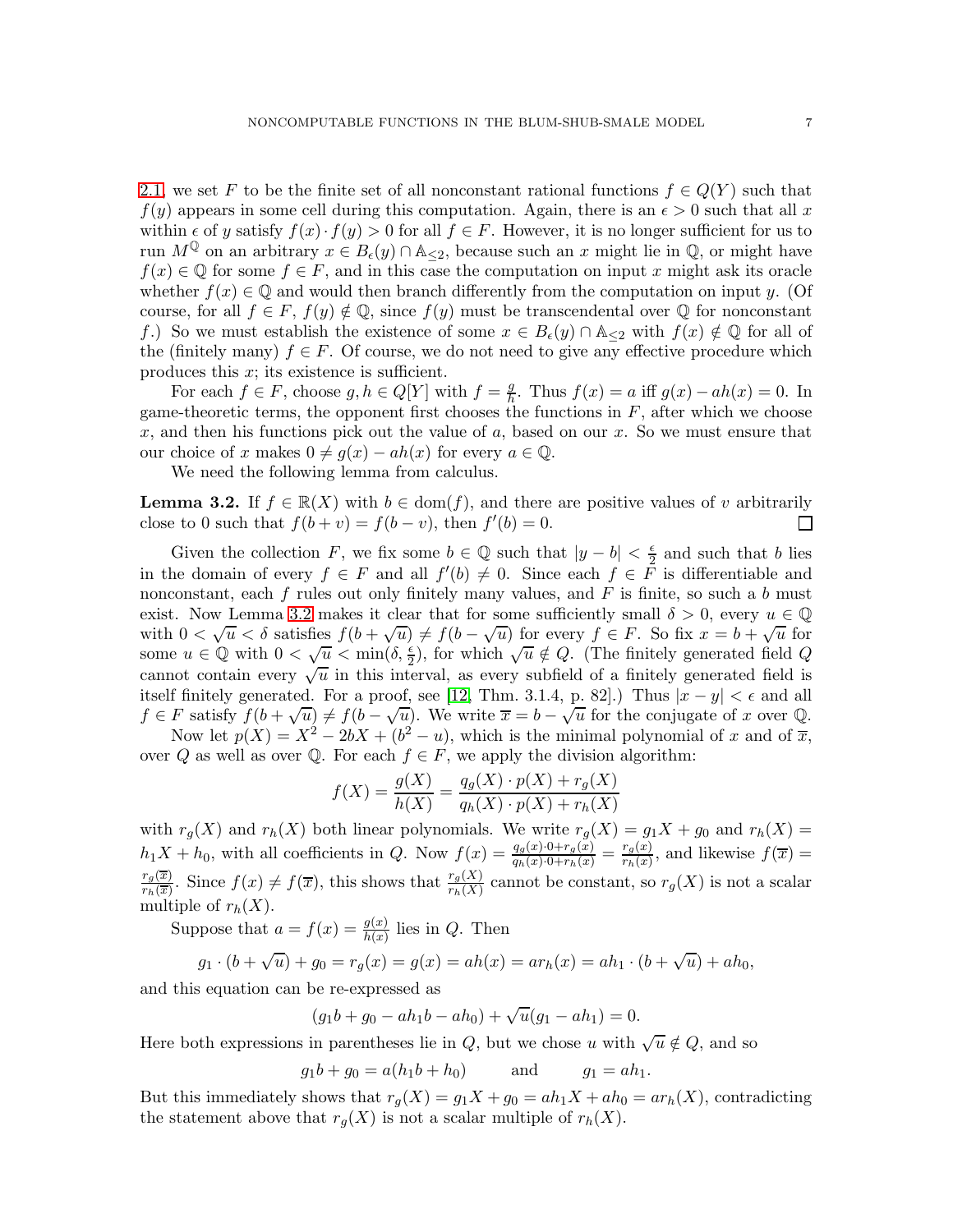2.1, we set $F$ to be the finite set of all nonconstant rational functions $f \in Q(Y)$ such that $f(y)$ appears in some cell during this computation. Again, there is an $\epsilon > 0$ such that all $x$ within $\epsilon$ of $y$ satisfy $f(x) \cdot f(y) > 0$ for all $f \in F$. However, it is no longer sufficient for us to run $M^{\mathbb{Q}}$ on an arbitrary $x \in B_\epsilon(y) \cap \mathbb{A}_{\leq 2}$, because such an $x$ might lie in $\mathbb{Q}$, or might have $f(x) \in \mathbb{Q}$ for some $f \in F$, and in this case the computation on input $x$ might ask its oracle whether $f(x) \in \mathbb{Q}$ and would then branch differently from the computation on input $y$. (Of course, for all $f \in F$, $f(y) \notin \mathbb{Q}$, since $f(y)$ must be transcendental over $\mathbb{Q}$ for nonconstant $f$.) So we must establish the existence of some $x \in B_\epsilon(y) \cap \mathbb{A}_{\leq 2}$ with $f(x) \notin \mathbb{Q}$ for all of the (finitely many) $f \in F$. Of course, we do not need to give any effective procedure which produces this $x$; its existence is sufficient.

For each $f \in F$, choose $g, h \in Q[Y]$ with $f = \frac{g}{h}$. Thus $f(x) = a$ iff $g(x) - ah(x) = 0$. In game-theoretic terms, the opponent first chooses the functions in $F$, after which we choose $x$, and then his functions pick out the value of $a$, based on our $x$. So we must ensure that our choice of $x$ makes $0 \neq g(x) - ah(x)$ for every $a \in \mathbb{Q}$.

We need the following lemma from calculus.

**Lemma 3.2.** *If $f \in \mathbb{R}(X)$ with $b \in \text{dom}(f)$, and there are positive values of $v$ arbitrarily close to 0 such that $f(b+v) = f(b-v)$, then $f'(b) = 0$.* □

Given the collection $F$, we fix some $b \in \mathbb{Q}$ such that $|y - b| < \frac{\epsilon}{2}$ and such that $b$ lies in the domain of every $f \in F$ and all $f'(b) \neq 0$. Since each $f \in F$ is differentiable and nonconstant, each $f$ rules out only finitely many values, and $F$ is finite, so such a $b$ must exist. Now Lemma 3.2 makes it clear that for some sufficiently small $\delta > 0$, every $u \in \mathbb{Q}$ with $0 < \sqrt{u} < \delta$ satisfies $f(b + \sqrt{u}) \neq f(b - \sqrt{u})$ for every $f \in F$. So fix $x = b + \sqrt{u}$ for some $u \in \mathbb{Q}$ with $0 < \sqrt{u} < \min(\delta, \frac{\epsilon}{2})$, for which $\sqrt{u} \notin Q$. (The finitely generated field $Q$ cannot contain every $\sqrt{u}$ in this interval, as every subfield of a finitely generated field is itself finitely generated. For a proof, see [12, Thm. 3.1.4, p. 82].) Thus $|x - y| < \epsilon$ and all $f \in F$ satisfy $f(b + \sqrt{u}) \neq f(b - \sqrt{u})$. We write $\overline{x} = b - \sqrt{u}$ for the conjugate of $x$ over $\mathbb{Q}$.

Now let $p(X) = X^2 - 2bX + (b^2 - u)$, which is the minimal polynomial of $x$ and of $\overline{x}$, over $Q$ as well as over $\mathbb{Q}$. For each $f \in F$, we apply the division algorithm:

$$f(X) = \frac{g(X)}{h(X)} = \frac{q_g(X) \cdot p(X) + r_g(X)}{q_h(X) \cdot p(X) + r_h(X)}$$

with $r_g(X)$ and $r_h(X)$ both linear polynomials. We write $r_g(X) = g_1X + g_0$ and $r_h(X) = h_1X + h_0$, with all coefficients in $Q$. Now $f(x) = \frac{q_g(x) \cdot 0 + r_g(x)}{q_h(x) \cdot 0 + r_h(x)} = \frac{r_g(x)}{r_h(x)}$, and likewise $f(\overline{x}) = \frac{r_g(\overline{x})}{r_h(\overline{x})}$. Since $f(x) \neq f(\overline{x})$, this shows that $\frac{r_g(X)}{r_h(X)}$ cannot be constant, so $r_g(X)$ is not a scalar multiple of $r_h(X)$.

Suppose that $a = f(x) = \frac{g(x)}{h(x)}$ lies in $Q$. Then

$$g_1 \cdot (b + \sqrt{u}) + g_0 = r_g(x) = g(x) = ah(x) = ar_h(x) = ah_1 \cdot (b + \sqrt{u}) + ah_0,$$

and this equation can be re-expressed as

$$(g_1b + g_0 - ah_1b - ah_0) + \sqrt{u}(g_1 - ah_1) = 0.$$

Here both expressions in parentheses lie in $Q$, but we chose $u$ with $\sqrt{u} \notin Q$, and so

$$g_1b + g_0 = a(h_1b + h_0) \qquad \text{and} \qquad g_1 = ah_1.$$

But this immediately shows that $r_g(X) = g_1X + g_0 = ah_1X + ah_0 = ar_h(X)$, contradicting the statement above that $r_g(X)$ is not a scalar multiple of $r_h(X)$.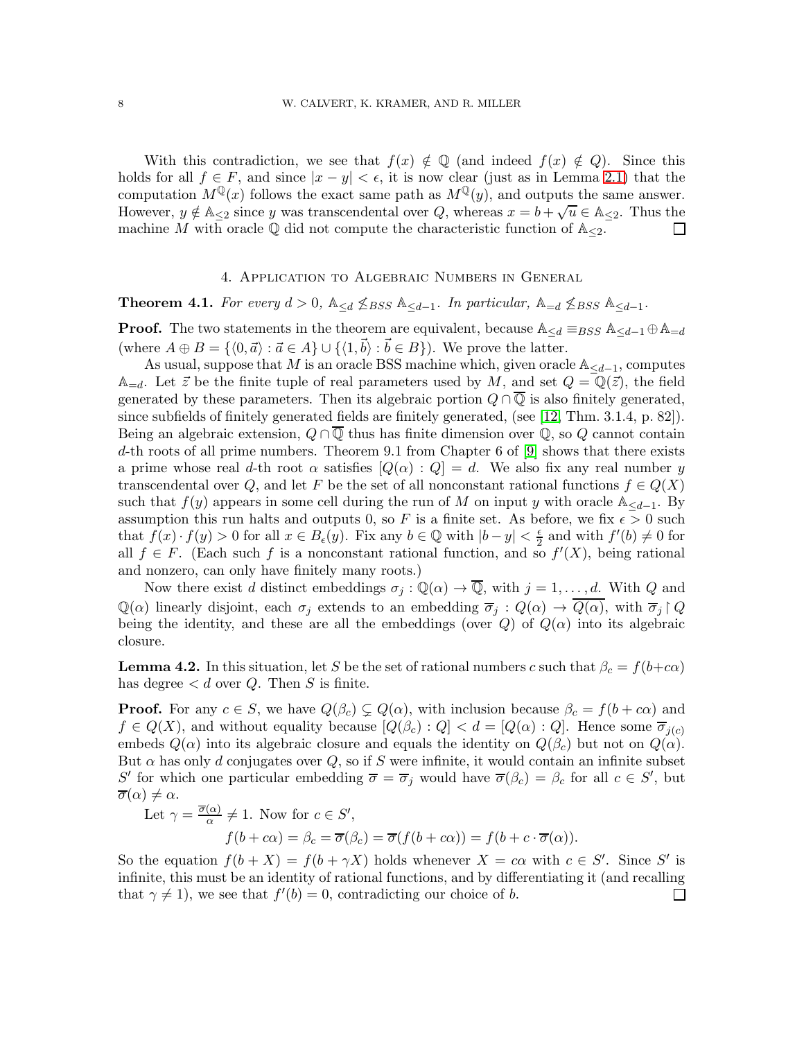With this contradiction, we see that $f(x) \notin \mathbb{Q}$ (and indeed $f(x) \notin Q$). Since this holds for all $f \in F$, and since $|x - y| < \epsilon$, it is now clear (just as in Lemma 2.1) that the computation $M^{\mathbb{Q}}(x)$ follows the exact same path as $M^{\mathbb{Q}}(y)$, and outputs the same answer. However, $y \notin \mathbb{A}_{\leq 2}$ since $y$ was transcendental over $Q$, whereas $x = b + \sqrt{u} \in \mathbb{A}_{\leq 2}$. Thus the machine $M$ with oracle $\mathbb{Q}$ did not compute the characteristic function of $\mathbb{A}_{\leq 2}$. □

## 4. Application to Algebraic Numbers in General

**Theorem 4.1.** *For every $d > 0$, $\mathbb{A}_{\leq d} \not\leq_{BSS} \mathbb{A}_{\leq d-1}$. In particular, $\mathbb{A}_{=d} \not\leq_{BSS} \mathbb{A}_{\leq d-1}$.*

**Proof.** The two statements in the theorem are equivalent, because $\mathbb{A}_{\leq d} \equiv_{BSS} \mathbb{A}_{\leq d-1} \oplus \mathbb{A}_{=d}$ (where $A \oplus B = \{\langle 0, \vec{a}\rangle : \vec{a} \in A\} \cup \{\langle 1, \vec{b}\rangle : \vec{b} \in B\}$). We prove the latter.

As usual, suppose that $M$ is an oracle BSS machine which, given oracle $\mathbb{A}_{\leq d-1}$, computes $\mathbb{A}_{=d}$. Let $\vec{z}$ be the finite tuple of real parameters used by $M$, and set $Q = \mathbb{Q}(\vec{z})$, the field generated by these parameters. Then its algebraic portion $Q \cap \overline{\mathbb{Q}}$ is also finitely generated, since subfields of finitely generated fields are finitely generated, (see [12, Thm. 3.1.4, p. 82]). Being an algebraic extension, $Q \cap \overline{\mathbb{Q}}$ thus has finite dimension over $\mathbb{Q}$, so $Q$ cannot contain $d$-th roots of all prime numbers. Theorem 9.1 from Chapter 6 of [9] shows that there exists a prime whose real $d$-th root $\alpha$ satisfies $[Q(\alpha) : Q] = d$. We also fix any real number $y$ transcendental over $Q$, and let $F$ be the set of all nonconstant rational functions $f \in Q(X)$ such that $f(y)$ appears in some cell during the run of $M$ on input $y$ with oracle $\mathbb{A}_{\leq d-1}$. By assumption this run halts and outputs 0, so $F$ is a finite set. As before, we fix $\epsilon > 0$ such that $f(x) \cdot f(y) > 0$ for all $x \in B_\epsilon(y)$. Fix any $b \in \mathbb{Q}$ with $|b - y| < \frac{\epsilon}{2}$ and with $f'(b) \neq 0$ for all $f \in F$. (Each such $f$ is a nonconstant rational function, and so $f'(X)$, being rational and nonzero, can only have finitely many roots.)

Now there exist $d$ distinct embeddings $\sigma_j : \mathbb{Q}(\alpha) \to \overline{\mathbb{Q}}$, with $j = 1, \ldots, d$. With $Q$ and $\mathbb{Q}(\alpha)$ linearly disjoint, each $\sigma_j$ extends to an embedding $\overline{\sigma}_j : Q(\alpha) \to \overline{Q(\alpha)}$, with $\overline{\sigma}_j \restriction Q$ being the identity, and these are all the embeddings (over $Q$) of $Q(\alpha)$ into its algebraic closure.

**Lemma 4.2.** In this situation, let $S$ be the set of rational numbers $c$ such that $\beta_c = f(b+c\alpha)$ has degree $< d$ over $Q$. Then $S$ is finite.

**Proof.** For any $c \in S$, we have $Q(\beta_c) \subsetneq Q(\alpha)$, with inclusion because $\beta_c = f(b + c\alpha)$ and $f \in Q(X)$, and without equality because $[Q(\beta_c) : Q] < d = [Q(\alpha) : Q]$. Hence some $\overline{\sigma}_{j(c)}$ embeds $Q(\alpha)$ into its algebraic closure and equals the identity on $Q(\beta_c)$ but not on $Q(\alpha)$. But $\alpha$ has only $d$ conjugates over $Q$, so if $S$ were infinite, it would contain an infinite subset $S'$ for which one particular embedding $\overline{\sigma} = \overline{\sigma}_j$ would have $\overline{\sigma}(\beta_c) = \beta_c$ for all $c \in S'$, but $\overline{\sigma}(\alpha) \neq \alpha$.

Let $\gamma = \frac{\overline{\sigma}(\alpha)}{\alpha} \neq 1$. Now for $c \in S'$,

$$f(b + c\alpha) = \beta_c = \overline{\sigma}(\beta_c) = \overline{\sigma}(f(b + c\alpha)) = f(b + c \cdot \overline{\sigma}(\alpha)).$$

So the equation $f(b + X) = f(b + \gamma X)$ holds whenever $X = c\alpha$ with $c \in S'$. Since $S'$ is infinite, this must be an identity of rational functions, and by differentiating it (and recalling that $\gamma \neq 1$), we see that $f'(b) = 0$, contradicting our choice of $b$. □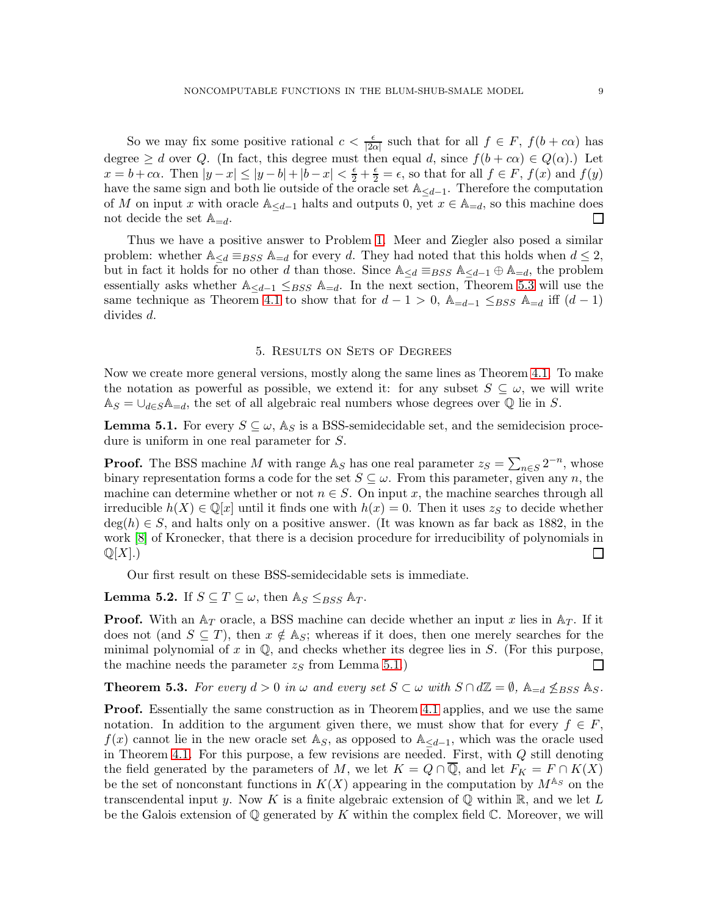So we may fix some positive rational $c < \frac{\epsilon}{|2\alpha|}$ such that for all $f \in F$, $f(b + c\alpha)$ has degree $\geq d$ over $Q$. (In fact, this degree must then equal $d$, since $f(b + c\alpha) \in Q(\alpha)$.) Let $x = b + c\alpha$. Then $|y - x| \leq |y - b| + |b - x| < \frac{\epsilon}{2} + \frac{\epsilon}{2} = \epsilon$, so that for all $f \in F$, $f(x)$ and $f(y)$ have the same sign and both lie outside of the oracle set $\mathbb{A}_{\leq d-1}$. Therefore the computation of $M$ on input $x$ with oracle $\mathbb{A}_{\leq d-1}$ halts and outputs 0, yet $x \in \mathbb{A}_{=d}$, so this machine does not decide the set $\mathbb{A}_{=d}$. ☐

Thus we have a positive answer to Problem 1. Meer and Ziegler also posed a similar problem: whether $\mathbb{A}_{\leq d} \equiv_{BSS} \mathbb{A}_{=d}$ for every $d$. They had noted that this holds when $d \leq 2$, but in fact it holds for no other $d$ than those. Since $\mathbb{A}_{\leq d} \equiv_{BSS} \mathbb{A}_{\leq d-1} \oplus \mathbb{A}_{=d}$, the problem essentially asks whether $\mathbb{A}_{\leq d-1} \leq_{BSS} \mathbb{A}_{=d}$. In the next section, Theorem 5.3 will use the same technique as Theorem 4.1 to show that for $d - 1 > 0$, $\mathbb{A}_{=d-1} \leq_{BSS} \mathbb{A}_{=d}$ iff $(d-1)$ divides $d$.

## 5. Results on Sets of Degrees

Now we create more general versions, mostly along the same lines as Theorem 4.1. To make the notation as powerful as possible, we extend it: for any subset $S \subseteq \omega$, we will write $\mathbb{A}_S = \cup_{d \in S} \mathbb{A}_{=d}$, the set of all algebraic real numbers whose degrees over $\mathbb{Q}$ lie in $S$.

**Lemma 5.1.** For every $S \subseteq \omega$, $\mathbb{A}_S$ is a BSS-semidecidable set, and the semidecision procedure is uniform in one real parameter for $S$.

**Proof.** The BSS machine $M$ with range $\mathbb{A}_S$ has one real parameter $z_S = \sum_{n \in S} 2^{-n}$, whose binary representation forms a code for the set $S \subseteq \omega$. From this parameter, given any $n$, the machine can determine whether or not $n \in S$. On input $x$, the machine searches through all irreducible $h(X) \in \mathbb{Q}[x]$ until it finds one with $h(x) = 0$. Then it uses $z_S$ to decide whether $\deg(h) \in S$, and halts only on a positive answer. (It was known as far back as 1882, in the work [8] of Kronecker, that there is a decision procedure for irreducibility of polynomials in $\mathbb{Q}[X]$.) ☐

Our first result on these BSS-semidecidable sets is immediate.

**Lemma 5.2.** If $S \subseteq T \subseteq \omega$, then $\mathbb{A}_S \leq_{BSS} \mathbb{A}_T$.

**Proof.** With an $\mathbb{A}_T$ oracle, a BSS machine can decide whether an input $x$ lies in $\mathbb{A}_T$. If it does not (and $S \subseteq T$), then $x \notin \mathbb{A}_S$; whereas if it does, then one merely searches for the minimal polynomial of $x$ in $\mathbb{Q}$, and checks whether its degree lies in $S$. (For this purpose, the machine needs the parameter $z_S$ from Lemma 5.1.) ☐

**Theorem 5.3.** *For every $d > 0$ in $\omega$ and every set $S \subset \omega$ with $S \cap d\mathbb{Z} = \emptyset$, $\mathbb{A}_{=d} \not\leq_{BSS} \mathbb{A}_S$.*

**Proof.** Essentially the same construction as in Theorem 4.1 applies, and we use the same notation. In addition to the argument given there, we must show that for every $f \in F$, $f(x)$ cannot lie in the new oracle set $\mathbb{A}_S$, as opposed to $\mathbb{A}_{\leq d-1}$, which was the oracle used in Theorem 4.1. For this purpose, a few revisions are needed. First, with $Q$ still denoting the field generated by the parameters of $M$, we let $K = Q \cap \overline{\mathbb{Q}}$, and let $F_K = F \cap K(X)$ be the set of nonconstant functions in $K(X)$ appearing in the computation by $M^{\mathbb{A}_S}$ on the transcendental input $y$. Now $K$ is a finite algebraic extension of $\mathbb{Q}$ within $\mathbb{R}$, and we let $L$ be the Galois extension of $\mathbb{Q}$ generated by $K$ within the complex field $\mathbb{C}$. Moreover, we will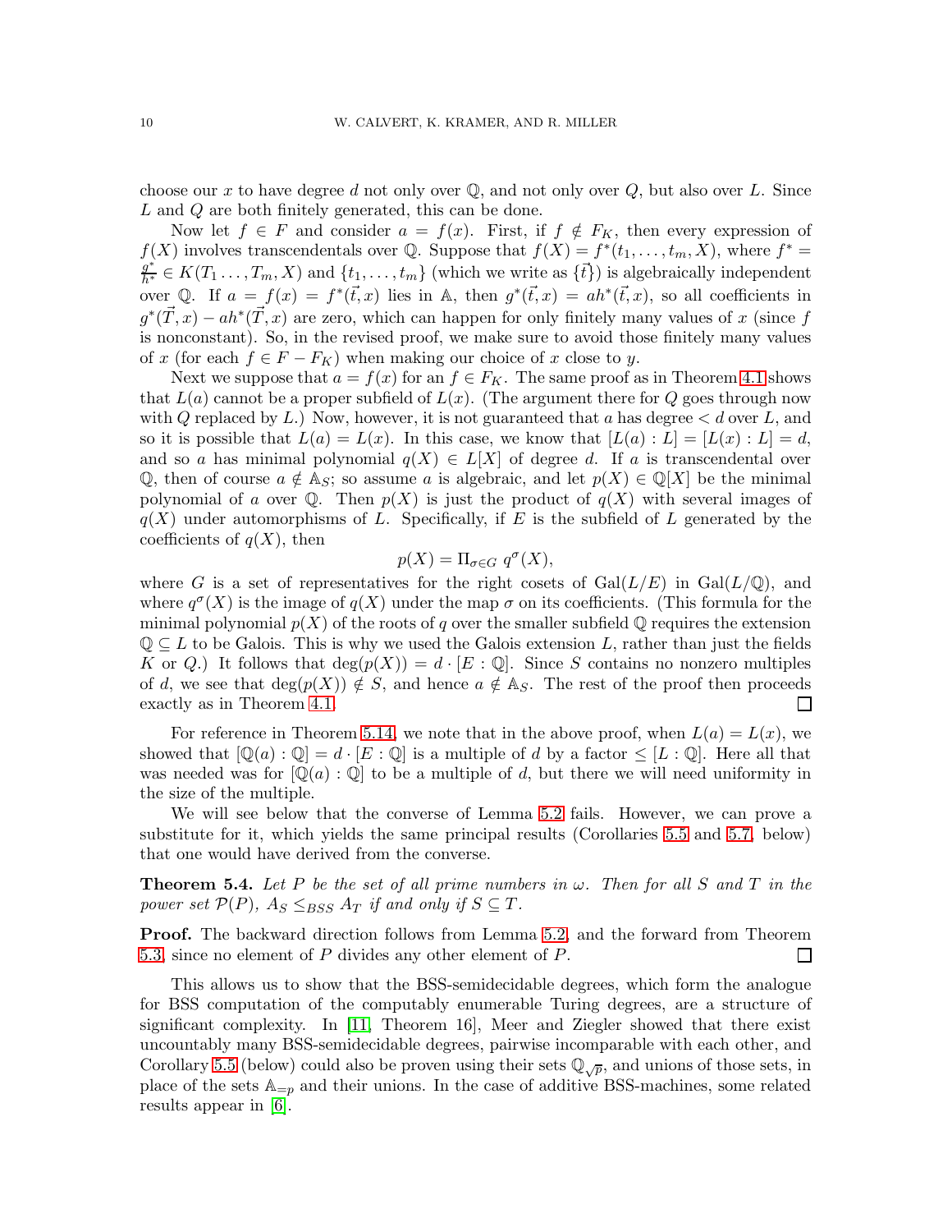choose our $x$ to have degree $d$ not only over $\mathbb{Q}$, and not only over $Q$, but also over $L$. Since $L$ and $Q$ are both finitely generated, this can be done.

Now let $f \in F$ and consider $a = f(x)$. First, if $f \notin F_K$, then every expression of $f(X)$ involves transcendentals over $\mathbb{Q}$. Suppose that $f(X) = f^*(t_1, \ldots, t_m, X)$, where $f^* = \frac{g^*}{h^*} \in K(T_1 \ldots, T_m, X)$ and $\{t_1, \ldots, t_m\}$ (which we write as $\{\vec{t}\}$) is algebraically independent over $\mathbb{Q}$. If $a = f(x) = f^*(\vec{t}, x)$ lies in $\mathbb{A}$, then $g^*(\vec{t}, x) = ah^*(\vec{t}, x)$, so all coefficients in $g^*(\vec{T}, x) - ah^*(\vec{T}, x)$ are zero, which can happen for only finitely many values of $x$ (since $f$ is nonconstant). So, in the revised proof, we make sure to avoid those finitely many values of $x$ (for each $f \in F - F_K$) when making our choice of $x$ close to $y$.

Next we suppose that $a = f(x)$ for an $f \in F_K$. The same proof as in Theorem 4.1 shows that $L(a)$ cannot be a proper subfield of $L(x)$. (The argument there for $Q$ goes through now with $Q$ replaced by $L$.) Now, however, it is not guaranteed that $a$ has degree $< d$ over $L$, and so it is possible that $L(a) = L(x)$. In this case, we know that $[L(a) : L] = [L(x) : L] = d$, and so $a$ has minimal polynomial $q(X) \in L[X]$ of degree $d$. If $a$ is transcendental over $\mathbb{Q}$, then of course $a \notin \mathbb{A}_S$; so assume $a$ is algebraic, and let $p(X) \in \mathbb{Q}[X]$ be the minimal polynomial of $a$ over $\mathbb{Q}$. Then $p(X)$ is just the product of $q(X)$ with several images of $q(X)$ under automorphisms of $L$. Specifically, if $E$ is the subfield of $L$ generated by the coefficients of $q(X)$, then

$$p(X) = \Pi_{\sigma \in G} \, q^\sigma(X),$$

where $G$ is a set of representatives for the right cosets of $\mathrm{Gal}(L/E)$ in $\mathrm{Gal}(L/\mathbb{Q})$, and where $q^\sigma(X)$ is the image of $q(X)$ under the map $\sigma$ on its coefficients. (This formula for the minimal polynomial $p(X)$ of the roots of $q$ over the smaller subfield $\mathbb{Q}$ requires the extension $\mathbb{Q} \subseteq L$ to be Galois. This is why we used the Galois extension $L$, rather than just the fields $K$ or $Q$.) It follows that $\deg(p(X)) = d \cdot [E : \mathbb{Q}]$. Since $S$ contains no nonzero multiples of $d$, we see that $\deg(p(X)) \notin S$, and hence $a \notin \mathbb{A}_S$. The rest of the proof then proceeds exactly as in Theorem 4.1. □

For reference in Theorem 5.14, we note that in the above proof, when $L(a) = L(x)$, we showed that $[\mathbb{Q}(a) : \mathbb{Q}] = d \cdot [E : \mathbb{Q}]$ is a multiple of $d$ by a factor $\leq [L : \mathbb{Q}]$. Here all that was needed was for $[\mathbb{Q}(a) : \mathbb{Q}]$ to be a multiple of $d$, but there we will need uniformity in the size of the multiple.

We will see below that the converse of Lemma 5.2 fails. However, we can prove a substitute for it, which yields the same principal results (Corollaries 5.5 and 5.7, below) that one would have derived from the converse.

**Theorem 5.4.** *Let $P$ be the set of all prime numbers in $\omega$. Then for all $S$ and $T$ in the power set $\mathcal{P}(P)$, $A_S \leq_{BSS} A_T$ if and only if $S \subseteq T$.*

**Proof.** The backward direction follows from Lemma 5.2, and the forward from Theorem 5.3, since no element of $P$ divides any other element of $P$. □

This allows us to show that the BSS-semidecidable degrees, which form the analogue for BSS computation of the computably enumerable Turing degrees, are a structure of significant complexity. In [11, Theorem 16], Meer and Ziegler showed that there exist uncountably many BSS-semidecidable degrees, pairwise incomparable with each other, and Corollary 5.5 (below) could also be proven using their sets $\mathbb{Q}_{\sqrt{p}}$, and unions of those sets, in place of the sets $\mathbb{A}_{=p}$ and their unions. In the case of additive BSS-machines, some related results appear in [6].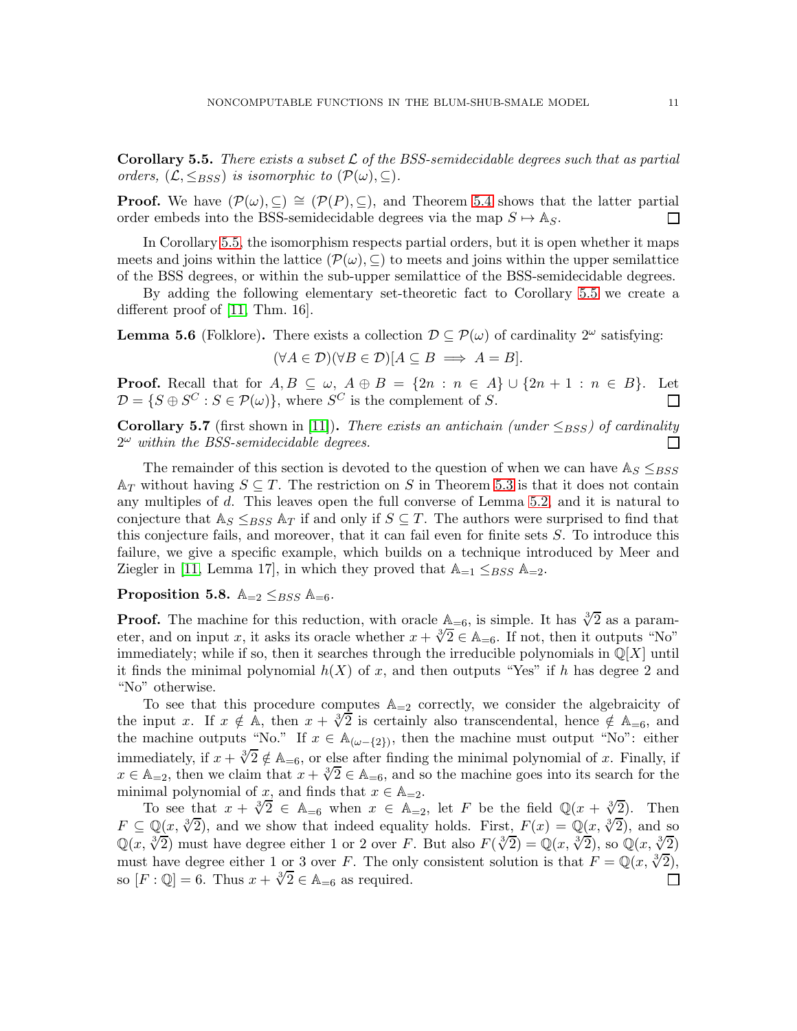**Corollary 5.5.** *There exists a subset $\mathcal{L}$ of the BSS-semidecidable degrees such that as partial orders, $(\mathcal{L}, \leq_{BSS})$ is isomorphic to $(\mathcal{P}(\omega), \subseteq)$.*

**Proof.** We have $(\mathcal{P}(\omega), \subseteq) \cong (\mathcal{P}(P), \subseteq)$, and Theorem 5.4 shows that the latter partial order embeds into the BSS-semidecidable degrees via the map $S \mapsto \mathbb{A}_S$. $\square$

In Corollary 5.5, the isomorphism respects partial orders, but it is open whether it maps meets and joins within the lattice $(\mathcal{P}(\omega), \subseteq)$ to meets and joins within the upper semilattice of the BSS degrees, or within the sub-upper semilattice of the BSS-semidecidable degrees.

By adding the following elementary set-theoretic fact to Corollary 5.5 we create a different proof of [11, Thm. 16].

**Lemma 5.6** (Folklore)**.** There exists a collection $\mathcal{D} \subseteq \mathcal{P}(\omega)$ of cardinality $2^\omega$ satisfying:

$$(\forall A \in \mathcal{D})(\forall B \in \mathcal{D})[A \subseteq B \implies A = B].$$

**Proof.** Recall that for $A, B \subseteq \omega$, $A \oplus B = \{2n : n \in A\} \cup \{2n+1 : n \in B\}$. Let $\mathcal{D} = \{S \oplus S^C : S \in \mathcal{P}(\omega)\}$, where $S^C$ is the complement of $S$. $\square$

**Corollary 5.7** (first shown in [11])**.** *There exists an antichain (under $\leq_{BSS}$) of cardinality $2^\omega$ within the BSS-semidecidable degrees.* $\square$

The remainder of this section is devoted to the question of when we can have $\mathbb{A}_S \leq_{BSS} \mathbb{A}_T$ without having $S \subseteq T$. The restriction on $S$ in Theorem 5.3 is that it does not contain any multiples of $d$. This leaves open the full converse of Lemma 5.2, and it is natural to conjecture that $\mathbb{A}_S \leq_{BSS} \mathbb{A}_T$ if and only if $S \subseteq T$. The authors were surprised to find that this conjecture fails, and moreover, that it can fail even for finite sets $S$. To introduce this failure, we give a specific example, which builds on a technique introduced by Meer and Ziegler in [11, Lemma 17], in which they proved that $\mathbb{A}_{=1} \leq_{BSS} \mathbb{A}_{=2}$.

**Proposition 5.8.** $\mathbb{A}_{=2} \leq_{BSS} \mathbb{A}_{=6}$.

**Proof.** The machine for this reduction, with oracle $\mathbb{A}_{=6}$, is simple. It has $\sqrt[3]{2}$ as a parameter, and on input $x$, it asks its oracle whether $x + \sqrt[3]{2} \in \mathbb{A}_{=6}$. If not, then it outputs "No" immediately; while if so, then it searches through the irreducible polynomials in $\mathbb{Q}[X]$ until it finds the minimal polynomial $h(X)$ of $x$, and then outputs "Yes" if $h$ has degree 2 and "No" otherwise.

To see that this procedure computes $\mathbb{A}_{=2}$ correctly, we consider the algebraicity of the input $x$. If $x \notin \mathbb{A}$, then $x + \sqrt[3]{2}$ is certainly also transcendental, hence $\notin \mathbb{A}_{=6}$, and the machine outputs "No." If $x \in \mathbb{A}_{(\omega - \{2\})}$, then the machine must output "No": either immediately, if $x + \sqrt[3]{2} \notin \mathbb{A}_{=6}$, or else after finding the minimal polynomial of $x$. Finally, if $x \in \mathbb{A}_{=2}$, then we claim that $x + \sqrt[3]{2} \in \mathbb{A}_{=6}$, and so the machine goes into its search for the minimal polynomial of $x$, and finds that $x \in \mathbb{A}_{=2}$.

To see that $x + \sqrt[3]{2} \in \mathbb{A}_{=6}$ when $x \in \mathbb{A}_{=2}$, let $F$ be the field $\mathbb{Q}(x + \sqrt[3]{2})$. Then $F \subseteq \mathbb{Q}(x, \sqrt[3]{2})$, and we show that indeed equality holds. First, $F(x) = \mathbb{Q}(x, \sqrt[3]{2})$, and so $\mathbb{Q}(x, \sqrt[3]{2})$ must have degree either 1 or 2 over $F$. But also $F(\sqrt[3]{2}) = \mathbb{Q}(x, \sqrt[3]{2})$, so $\mathbb{Q}(x, \sqrt[3]{2})$ must have degree either 1 or 3 over $F$. The only consistent solution is that $F = \mathbb{Q}(x, \sqrt[3]{2})$, so $[F : \mathbb{Q}] = 6$. Thus $x + \sqrt[3]{2} \in \mathbb{A}_{=6}$ as required. $\square$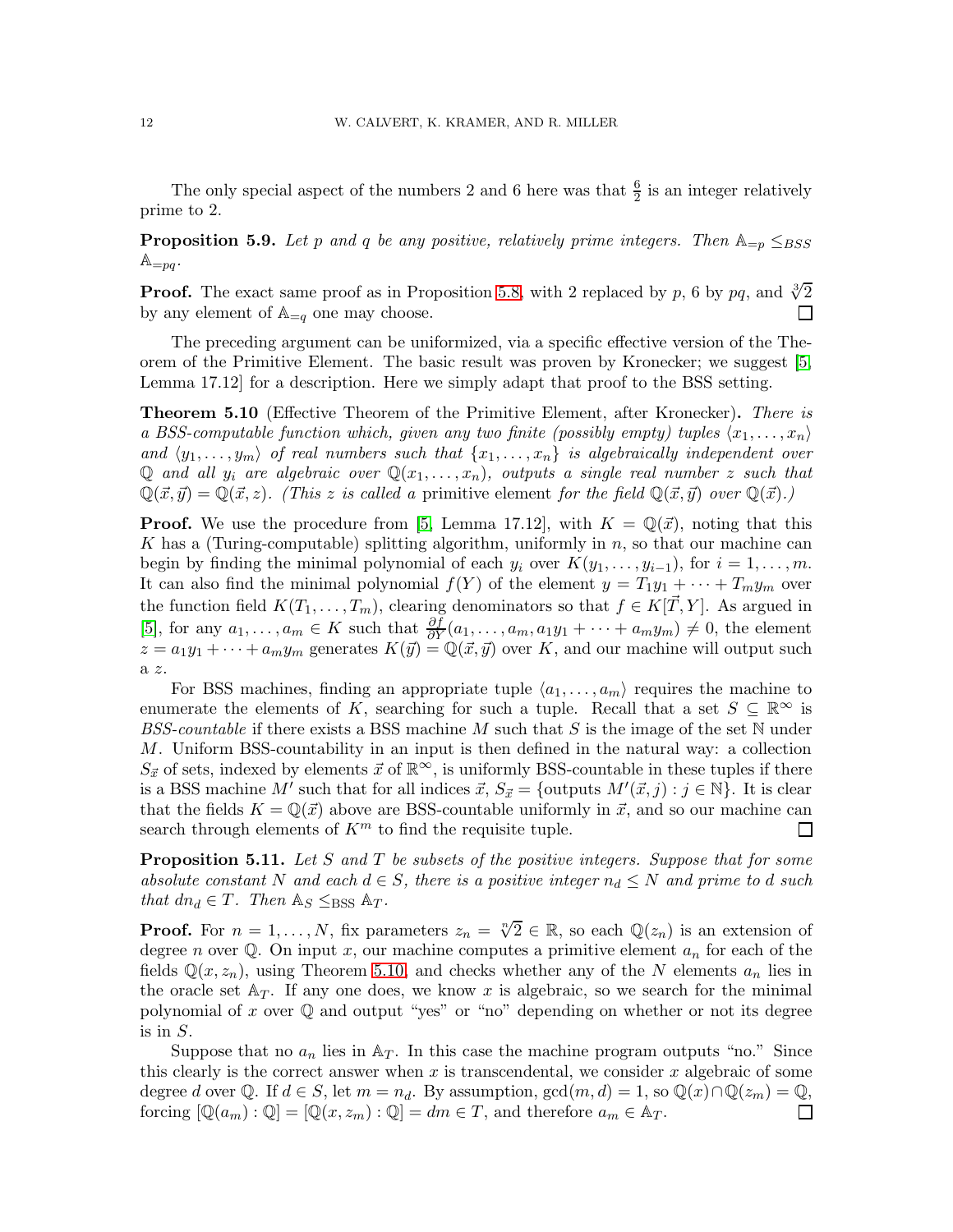The only special aspect of the numbers 2 and 6 here was that $\frac{6}{2}$ is an integer relatively prime to 2.

**Proposition 5.9.** *Let $p$ and $q$ be any positive, relatively prime integers. Then $\mathbb{A}_{=p} \leq_{BSS} \mathbb{A}_{=pq}$.*

**Proof.** The exact same proof as in Proposition 5.8, with 2 replaced by $p$, 6 by $pq$, and $\sqrt[3]{2}$ by any element of $\mathbb{A}_{=q}$ one may choose. $\square$

The preceding argument can be uniformized, via a specific effective version of the Theorem of the Primitive Element. The basic result was proven by Kronecker; we suggest [5, Lemma 17.12] for a description. Here we simply adapt that proof to the BSS setting.

**Theorem 5.10** (Effective Theorem of the Primitive Element, after Kronecker)**.** *There is a BSS-computable function which, given any two finite (possibly empty) tuples $\langle x_1, \ldots, x_n \rangle$ and $\langle y_1, \ldots, y_m \rangle$ of real numbers such that $\{x_1, \ldots, x_n\}$ is algebraically independent over $\mathbb{Q}$ and all $y_i$ are algebraic over $\mathbb{Q}(x_1, \ldots, x_n)$, outputs a single real number $z$ such that $\mathbb{Q}(\vec{x}, \vec{y}) = \mathbb{Q}(\vec{x}, z)$. (This $z$ is called a* primitive element *for the field $\mathbb{Q}(\vec{x}, \vec{y})$ over $\mathbb{Q}(\vec{x})$.)*

**Proof.** We use the procedure from [5, Lemma 17.12], with $K = \mathbb{Q}(\vec{x})$, noting that this $K$ has a (Turing-computable) splitting algorithm, uniformly in $n$, so that our machine can begin by finding the minimal polynomial of each $y_i$ over $K(y_1, \ldots, y_{i-1})$, for $i = 1, \ldots, m$. It can also find the minimal polynomial $f(Y)$ of the element $y = T_1 y_1 + \cdots + T_m y_m$ over the function field $K(T_1, \ldots, T_m)$, clearing denominators so that $f \in K[\vec{T}, Y]$. As argued in [5], for any $a_1, \ldots, a_m \in K$ such that $\frac{\partial f}{\partial Y}(a_1, \ldots, a_m, a_1 y_1 + \cdots + a_m y_m) \neq 0$, the element $z = a_1 y_1 + \cdots + a_m y_m$ generates $K(\vec{y}) = \mathbb{Q}(\vec{x}, \vec{y})$ over $K$, and our machine will output such a $z$.

For BSS machines, finding an appropriate tuple $\langle a_1, \ldots, a_m \rangle$ requires the machine to enumerate the elements of $K$, searching for such a tuple. Recall that a set $S \subseteq \mathbb{R}^\infty$ is *BSS-countable* if there exists a BSS machine $M$ such that $S$ is the image of the set $\mathbb{N}$ under $M$. Uniform BSS-countability in an input is then defined in the natural way: a collection $S_{\vec{x}}$ of sets, indexed by elements $\vec{x}$ of $\mathbb{R}^\infty$, is uniformly BSS-countable in these tuples if there is a BSS machine $M'$ such that for all indices $\vec{x}$, $S_{\vec{x}} = \{\text{outputs } M'(\vec{x}, j) : j \in \mathbb{N}\}$. It is clear that the fields $K = \mathbb{Q}(\vec{x})$ above are BSS-countable uniformly in $\vec{x}$, and so our machine can search through elements of $K^m$ to find the requisite tuple. $\square$

**Proposition 5.11.** *Let $S$ and $T$ be subsets of the positive integers. Suppose that for some absolute constant $N$ and each $d \in S$, there is a positive integer $n_d \leq N$ and prime to $d$ such that $dn_d \in T$. Then $\mathbb{A}_S \leq_{\text{BSS}} \mathbb{A}_T$.*

**Proof.** For $n = 1, \ldots, N$, fix parameters $z_n = \sqrt[n]{2} \in \mathbb{R}$, so each $\mathbb{Q}(z_n)$ is an extension of degree $n$ over $\mathbb{Q}$. On input $x$, our machine computes a primitive element $a_n$ for each of the fields $\mathbb{Q}(x, z_n)$, using Theorem 5.10, and checks whether any of the $N$ elements $a_n$ lies in the oracle set $\mathbb{A}_T$. If any one does, we know $x$ is algebraic, so we search for the minimal polynomial of $x$ over $\mathbb{Q}$ and output "yes" or "no" depending on whether or not its degree is in $S$.

Suppose that no $a_n$ lies in $\mathbb{A}_T$. In this case the machine program outputs "no." Since this clearly is the correct answer when $x$ is transcendental, we consider $x$ algebraic of some degree $d$ over $\mathbb{Q}$. If $d \in S$, let $m = n_d$. By assumption, $\gcd(m, d) = 1$, so $\mathbb{Q}(x) \cap \mathbb{Q}(z_m) = \mathbb{Q}$, forcing $[\mathbb{Q}(a_m) : \mathbb{Q}] = [\mathbb{Q}(x, z_m) : \mathbb{Q}] = dm \in T$, and therefore $a_m \in \mathbb{A}_T$. $\square$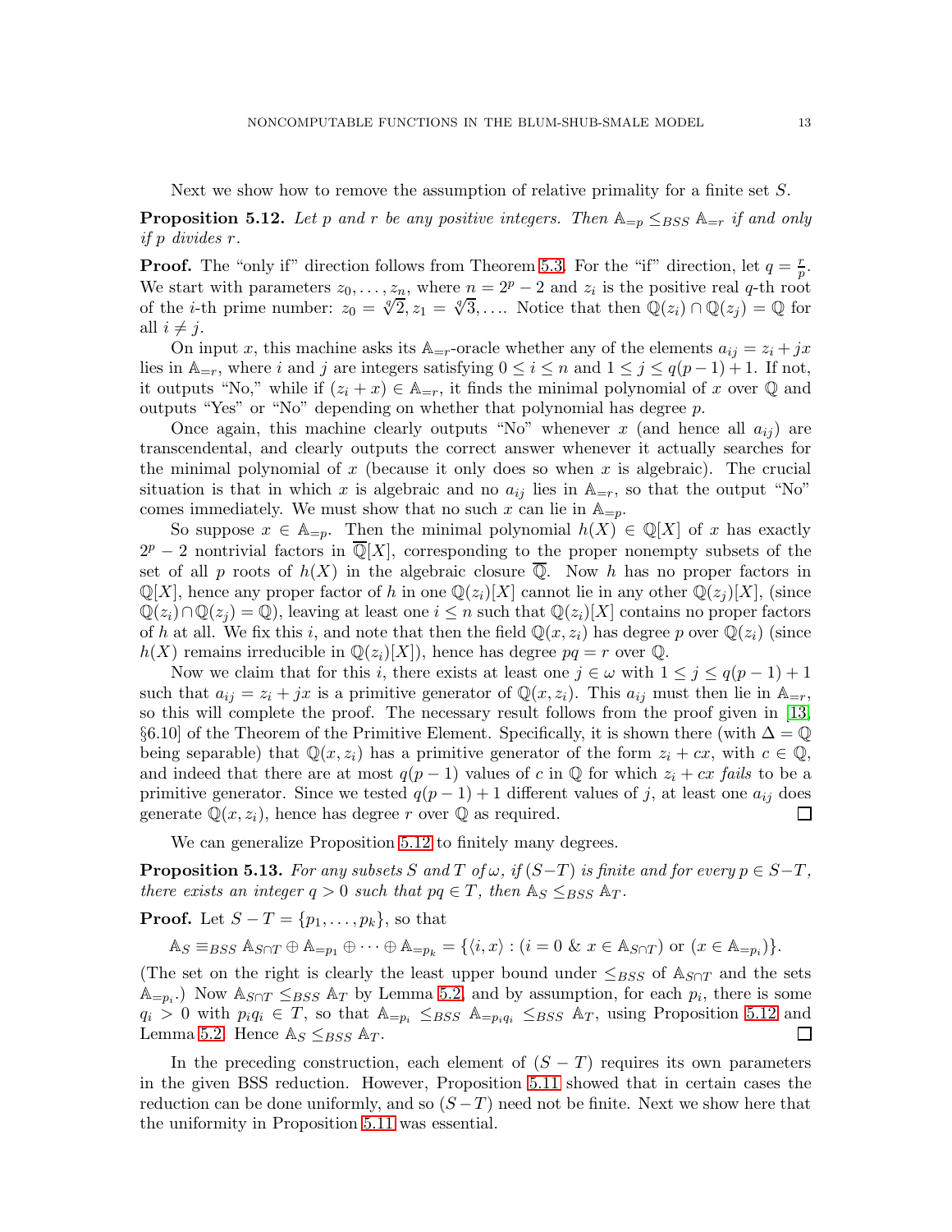Next we show how to remove the assumption of relative primality for a finite set $S$.

**Proposition 5.12.** *Let $p$ and $r$ be any positive integers. Then $\mathbb{A}_{=p} \leq_{BSS} \mathbb{A}_{=r}$ if and only if $p$ divides $r$.*

**Proof.** The "only if" direction follows from Theorem 5.3. For the "if" direction, let $q = \frac{r}{p}$. We start with parameters $z_0, \ldots, z_n$, where $n = 2^p - 2$ and $z_i$ is the positive real $q$-th root of the $i$-th prime number: $z_0 = \sqrt[q]{2}, z_1 = \sqrt[q]{3}, \ldots$. Notice that then $\mathbb{Q}(z_i) \cap \mathbb{Q}(z_j) = \mathbb{Q}$ for all $i \neq j$.

On input $x$, this machine asks its $\mathbb{A}_{=r}$-oracle whether any of the elements $a_{ij} = z_i + jx$ lies in $\mathbb{A}_{=r}$, where $i$ and $j$ are integers satisfying $0 \leq i \leq n$ and $1 \leq j \leq q(p-1)+1$. If not, it outputs "No," while if $(z_i + x) \in \mathbb{A}_{=r}$, it finds the minimal polynomial of $x$ over $\mathbb{Q}$ and outputs "Yes" or "No" depending on whether that polynomial has degree $p$.

Once again, this machine clearly outputs "No" whenever $x$ (and hence all $a_{ij}$) are transcendental, and clearly outputs the correct answer whenever it actually searches for the minimal polynomial of $x$ (because it only does so when $x$ is algebraic). The crucial situation is that in which $x$ is algebraic and no $a_{ij}$ lies in $\mathbb{A}_{=r}$, so that the output "No" comes immediately. We must show that no such $x$ can lie in $\mathbb{A}_{=p}$.

So suppose $x \in \mathbb{A}_{=p}$. Then the minimal polynomial $h(X) \in \mathbb{Q}[X]$ of $x$ has exactly $2^p - 2$ nontrivial factors in $\overline{\mathbb{Q}}[X]$, corresponding to the proper nonempty subsets of the set of all $p$ roots of $h(X)$ in the algebraic closure $\overline{\mathbb{Q}}$. Now $h$ has no proper factors in $\mathbb{Q}[X]$, hence any proper factor of $h$ in one $\mathbb{Q}(z_i)[X]$ cannot lie in any other $\mathbb{Q}(z_j)[X]$, (since $\mathbb{Q}(z_i) \cap \mathbb{Q}(z_j) = \mathbb{Q}$), leaving at least one $i \leq n$ such that $\mathbb{Q}(z_i)[X]$ contains no proper factors of $h$ at all. We fix this $i$, and note that then the field $\mathbb{Q}(x, z_i)$ has degree $p$ over $\mathbb{Q}(z_i)$ (since $h(X)$ remains irreducible in $\mathbb{Q}(z_i)[X]$), hence has degree $pq = r$ over $\mathbb{Q}$.

Now we claim that for this $i$, there exists at least one $j \in \omega$ with $1 \leq j \leq q(p-1)+1$ such that $a_{ij} = z_i + jx$ is a primitive generator of $\mathbb{Q}(x, z_i)$. This $a_{ij}$ must then lie in $\mathbb{A}_{=r}$, so this will complete the proof. The necessary result follows from the proof given in [13, §6.10] of the Theorem of the Primitive Element. Specifically, it is shown there (with $\Delta = \mathbb{Q}$ being separable) that $\mathbb{Q}(x, z_i)$ has a primitive generator of the form $z_i + cx$, with $c \in \mathbb{Q}$, and indeed that there are at most $q(p-1)$ values of $c$ in $\mathbb{Q}$ for which $z_i + cx$ *fails* to be a primitive generator. Since we tested $q(p-1)+1$ different values of $j$, at least one $a_{ij}$ does generate $\mathbb{Q}(x, z_i)$, hence has degree $r$ over $\mathbb{Q}$ as required. $\square$

We can generalize Proposition 5.12 to finitely many degrees.

**Proposition 5.13.** *For any subsets $S$ and $T$ of $\omega$, if $(S-T)$ is finite and for every $p \in S-T$, there exists an integer $q > 0$ such that $pq \in T$, then $\mathbb{A}_S \leq_{BSS} \mathbb{A}_T$.*

**Proof.** Let $S - T = \{p_1, \ldots, p_k\}$, so that

$$\mathbb{A}_S \equiv_{BSS} \mathbb{A}_{S\cap T} \oplus \mathbb{A}_{=p_1} \oplus \cdots \oplus \mathbb{A}_{=p_k} = \{\langle i, x\rangle : (i = 0 \ \& \ x \in \mathbb{A}_{S\cap T}) \text{ or } (x \in \mathbb{A}_{=p_i})\}.$$

(The set on the right is clearly the least upper bound under $\leq_{BSS}$ of $\mathbb{A}_{S\cap T}$ and the sets $\mathbb{A}_{=p_i}$.) Now $\mathbb{A}_{S\cap T} \leq_{BSS} \mathbb{A}_T$ by Lemma 5.2, and by assumption, for each $p_i$, there is some $q_i > 0$ with $p_i q_i \in T$, so that $\mathbb{A}_{=p_i} \leq_{BSS} \mathbb{A}_{=p_i q_i} \leq_{BSS} \mathbb{A}_T$, using Proposition 5.12 and Lemma 5.2. Hence $\mathbb{A}_S \leq_{BSS} \mathbb{A}_T$. $\square$

In the preceding construction, each element of $(S-T)$ requires its own parameters in the given BSS reduction. However, Proposition 5.11 showed that in certain cases the reduction can be done uniformly, and so $(S-T)$ need not be finite. Next we show here that the uniformity in Proposition 5.11 was essential.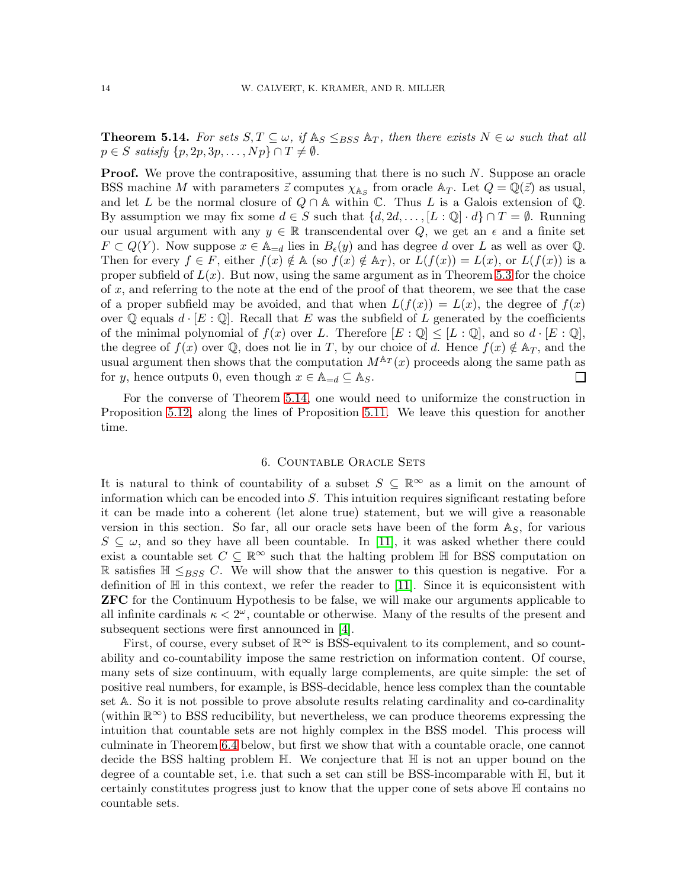**Theorem 5.14.** *For sets $S, T \subseteq \omega$, if $\mathbb{A}_S \leq_{BSS} \mathbb{A}_T$, then there exists $N \in \omega$ such that all $p \in S$ satisfy $\{p, 2p, 3p, \ldots, Np\} \cap T \neq \emptyset$.*

**Proof.** We prove the contrapositive, assuming that there is no such $N$. Suppose an oracle BSS machine $M$ with parameters $\vec{z}$ computes $\chi_{\mathbb{A}_S}$ from oracle $\mathbb{A}_T$. Let $Q = \mathbb{Q}(\vec{z})$ as usual, and let $L$ be the normal closure of $Q \cap \mathbb{A}$ within $\mathbb{C}$. Thus $L$ is a Galois extension of $\mathbb{Q}$. By assumption we may fix some $d \in S$ such that $\{d, 2d, \ldots, [L : \mathbb{Q}] \cdot d\} \cap T = \emptyset$. Running our usual argument with any $y \in \mathbb{R}$ transcendental over $Q$, we get an $\epsilon$ and a finite set $F \subset Q(Y)$. Now suppose $x \in \mathbb{A}_{=d}$ lies in $B_\epsilon(y)$ and has degree $d$ over $L$ as well as over $\mathbb{Q}$. Then for every $f \in F$, either $f(x) \notin \mathbb{A}$ (so $f(x) \notin \mathbb{A}_T$), or $L(f(x)) = L(x)$, or $L(f(x))$ is a proper subfield of $L(x)$. But now, using the same argument as in Theorem 5.3 for the choice of $x$, and referring to the note at the end of the proof of that theorem, we see that the case of a proper subfield may be avoided, and that when $L(f(x)) = L(x)$, the degree of $f(x)$ over $\mathbb{Q}$ equals $d \cdot [E : \mathbb{Q}]$. Recall that $E$ was the subfield of $L$ generated by the coefficients of the minimal polynomial of $f(x)$ over $L$. Therefore $[E : \mathbb{Q}] \leq [L : \mathbb{Q}]$, and so $d \cdot [E : \mathbb{Q}]$, the degree of $f(x)$ over $\mathbb{Q}$, does not lie in $T$, by our choice of $d$. Hence $f(x) \notin \mathbb{A}_T$, and the usual argument then shows that the computation $M^{\mathbb{A}_T}(x)$ proceeds along the same path as for $y$, hence outputs 0, even though $x \in \mathbb{A}_{=d} \subseteq \mathbb{A}_S$. ☐

For the converse of Theorem 5.14, one would need to uniformize the construction in Proposition 5.12, along the lines of Proposition 5.11. We leave this question for another time.

## 6. Countable Oracle Sets

It is natural to think of countability of a subset $S \subseteq \mathbb{R}^\infty$ as a limit on the amount of information which can be encoded into $S$. This intuition requires significant restating before it can be made into a coherent (let alone true) statement, but we will give a reasonable version in this section. So far, all our oracle sets have been of the form $\mathbb{A}_S$, for various $S \subseteq \omega$, and so they have all been countable. In [11], it was asked whether there could exist a countable set $C \subseteq \mathbb{R}^\infty$ such that the halting problem $\mathbb{H}$ for BSS computation on $\mathbb{R}$ satisfies $\mathbb{H} \leq_{BSS} C$. We will show that the answer to this question is negative. For a definition of $\mathbb{H}$ in this context, we refer the reader to [11]. Since it is equiconsistent with **ZFC** for the Continuum Hypothesis to be false, we will make our arguments applicable to all infinite cardinals $\kappa < 2^\omega$, countable or otherwise. Many of the results of the present and subsequent sections were first announced in [4].

First, of course, every subset of $\mathbb{R}^\infty$ is BSS-equivalent to its complement, and so countability and co-countability impose the same restriction on information content. Of course, many sets of size continuum, with equally large complements, are quite simple: the set of positive real numbers, for example, is BSS-decidable, hence less complex than the countable set $\mathbb{A}$. So it is not possible to prove absolute results relating cardinality and co-cardinality (within $\mathbb{R}^\infty$) to BSS reducibility, but nevertheless, we can produce theorems expressing the intuition that countable sets are not highly complex in the BSS model. This process will culminate in Theorem 6.4 below, but first we show that with a countable oracle, one cannot decide the BSS halting problem $\mathbb{H}$. We conjecture that $\mathbb{H}$ is not an upper bound on the degree of a countable set, i.e. that such a set can still be BSS-incomparable with $\mathbb{H}$, but it certainly constitutes progress just to know that the upper cone of sets above $\mathbb{H}$ contains no countable sets.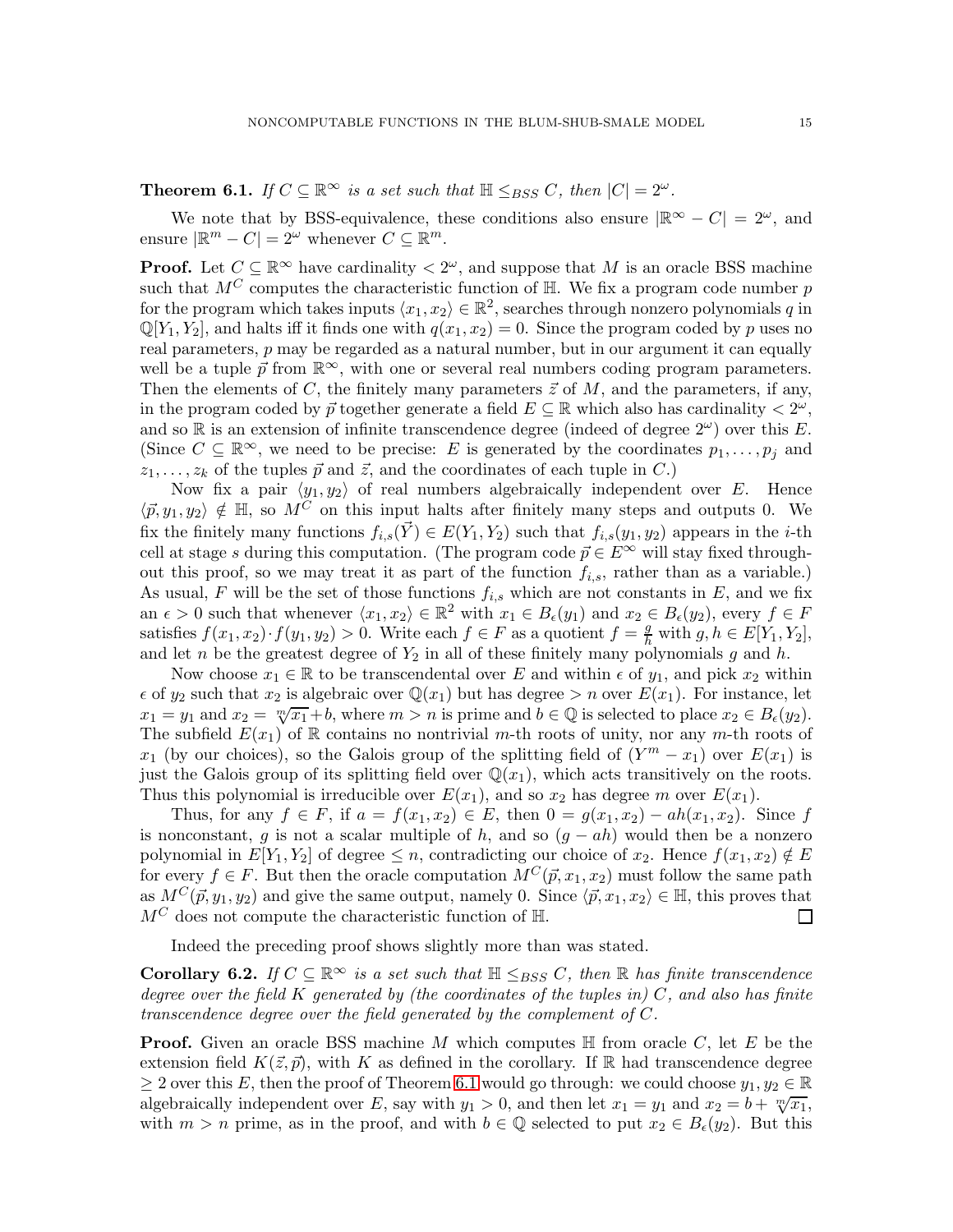**Theorem 6.1.** *If $C \subseteq \mathbb{R}^\infty$ is a set such that $\mathbb{H} \leq_{BSS} C$, then $|C| = 2^\omega$.*

We note that by BSS-equivalence, these conditions also ensure $|\mathbb{R}^\infty - C| = 2^\omega$, and ensure $|\mathbb{R}^m - C| = 2^\omega$ whenever $C \subseteq \mathbb{R}^m$.

**Proof.** Let $C \subseteq \mathbb{R}^\infty$ have cardinality $< 2^\omega$, and suppose that $M$ is an oracle BSS machine such that $M^C$ computes the characteristic function of $\mathbb{H}$. We fix a program code number $p$ for the program which takes inputs $\langle x_1, x_2 \rangle \in \mathbb{R}^2$, searches through nonzero polynomials $q$ in $\mathbb{Q}[Y_1, Y_2]$, and halts iff it finds one with $q(x_1, x_2) = 0$. Since the program coded by $p$ uses no real parameters, $p$ may be regarded as a natural number, but in our argument it can equally well be a tuple $\vec{p}$ from $\mathbb{R}^\infty$, with one or several real numbers coding program parameters. Then the elements of $C$, the finitely many parameters $\vec{z}$ of $M$, and the parameters, if any, in the program coded by $\vec{p}$ together generate a field $E \subseteq \mathbb{R}$ which also has cardinality $< 2^\omega$, and so $\mathbb{R}$ is an extension of infinite transcendence degree (indeed of degree $2^\omega$) over this $E$. (Since $C \subseteq \mathbb{R}^\infty$, we need to be precise: $E$ is generated by the coordinates $p_1, \ldots, p_j$ and $z_1, \ldots, z_k$ of the tuples $\vec{p}$ and $\vec{z}$, and the coordinates of each tuple in $C$.)

Now fix a pair $\langle y_1, y_2 \rangle$ of real numbers algebraically independent over $E$. Hence $\langle \vec{p}, y_1, y_2 \rangle \notin \mathbb{H}$, so $M^C$ on this input halts after finitely many steps and outputs 0. We fix the finitely many functions $f_{i,s}(\vec{Y}) \in E(Y_1, Y_2)$ such that $f_{i,s}(y_1, y_2)$ appears in the $i$-th cell at stage $s$ during this computation. (The program code $\vec{p} \in E^\infty$ will stay fixed throughout this proof, so we may treat it as part of the function $f_{i,s}$, rather than as a variable.) As usual, $F$ will be the set of those functions $f_{i,s}$ which are not constants in $E$, and we fix an $\epsilon > 0$ such that whenever $\langle x_1, x_2 \rangle \in \mathbb{R}^2$ with $x_1 \in B_\epsilon(y_1)$ and $x_2 \in B_\epsilon(y_2)$, every $f \in F$ satisfies $f(x_1, x_2) \cdot f(y_1, y_2) > 0$. Write each $f \in F$ as a quotient $f = \frac{g}{h}$ with $g, h \in E[Y_1, Y_2]$, and let $n$ be the greatest degree of $Y_2$ in all of these finitely many polynomials $g$ and $h$.

Now choose $x_1 \in \mathbb{R}$ to be transcendental over $E$ and within $\epsilon$ of $y_1$, and pick $x_2$ within $\epsilon$ of $y_2$ such that $x_2$ is algebraic over $\mathbb{Q}(x_1)$ but has degree $> n$ over $E(x_1)$. For instance, let $x_1 = y_1$ and $x_2 = \sqrt[m]{x_1} + b$, where $m > n$ is prime and $b \in \mathbb{Q}$ is selected to place $x_2 \in B_\epsilon(y_2)$. The subfield $E(x_1)$ of $\mathbb{R}$ contains no nontrivial $m$-th roots of unity, nor any $m$-th roots of $x_1$ (by our choices), so the Galois group of the splitting field of $(Y^m - x_1)$ over $E(x_1)$ is just the Galois group of its splitting field over $\mathbb{Q}(x_1)$, which acts transitively on the roots. Thus this polynomial is irreducible over $E(x_1)$, and so $x_2$ has degree $m$ over $E(x_1)$.

Thus, for any $f \in F$, if $a = f(x_1, x_2) \in E$, then $0 = g(x_1, x_2) - ah(x_1, x_2)$. Since $f$ is nonconstant, $g$ is not a scalar multiple of $h$, and so $(g - ah)$ would then be a nonzero polynomial in $E[Y_1, Y_2]$ of degree $\leq n$, contradicting our choice of $x_2$. Hence $f(x_1, x_2) \notin E$ for every $f \in F$. But then the oracle computation $M^C(\vec{p}, x_1, x_2)$ must follow the same path as $M^C(\vec{p}, y_1, y_2)$ and give the same output, namely 0. Since $\langle \vec{p}, x_1, x_2 \rangle \in \mathbb{H}$, this proves that $M^C$ does not compute the characteristic function of $\mathbb{H}$. $\square$

Indeed the preceding proof shows slightly more than was stated.

**Corollary 6.2.** *If $C \subseteq \mathbb{R}^\infty$ is a set such that $\mathbb{H} \leq_{BSS} C$, then $\mathbb{R}$ has finite transcendence degree over the field $K$ generated by (the coordinates of the tuples in) $C$, and also has finite transcendence degree over the field generated by the complement of $C$.*

**Proof.** Given an oracle BSS machine $M$ which computes $\mathbb{H}$ from oracle $C$, let $E$ be the extension field $K(\vec{z}, \vec{p})$, with $K$ as defined in the corollary. If $\mathbb{R}$ had transcendence degree $\geq 2$ over this $E$, then the proof of Theorem 6.1 would go through: we could choose $y_1, y_2 \in \mathbb{R}$ algebraically independent over $E$, say with $y_1 > 0$, and then let $x_1 = y_1$ and $x_2 = b + \sqrt[m]{x_1}$, with $m > n$ prime, as in the proof, and with $b \in \mathbb{Q}$ selected to put $x_2 \in B_\epsilon(y_2)$. But this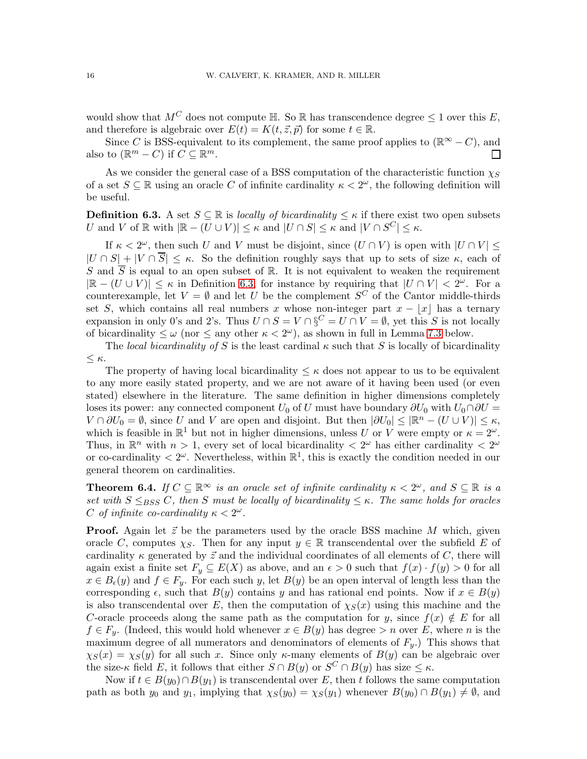would show that $M^C$ does not compute $\mathbb{H}$. So $\mathbb{R}$ has transcendence degree $\leq 1$ over this $E$, and therefore is algebraic over $E(t) = K(t, \vec{z}, \vec{p})$ for some $t \in \mathbb{R}$.

Since $C$ is BSS-equivalent to its complement, the same proof applies to $(\mathbb{R}^\infty - C)$, and also to $(\mathbb{R}^m - C)$ if $C \subseteq \mathbb{R}^m$. $\square$

As we consider the general case of a BSS computation of the characteristic function $\chi_S$ of a set $S \subseteq \mathbb{R}$ using an oracle $C$ of infinite cardinality $\kappa < 2^\omega$, the following definition will be useful.

**Definition 6.3.** A set $S \subseteq \mathbb{R}$ is *locally of bicardinality* $\leq \kappa$ if there exist two open subsets $U$ and $V$ of $\mathbb{R}$ with $|\mathbb{R} - (U \cup V)| \leq \kappa$ and $|U \cap S| \leq \kappa$ and $|V \cap S^C| \leq \kappa$.

If $\kappa < 2^\omega$, then such $U$ and $V$ must be disjoint, since $(U \cap V)$ is open with $|U \cap V| \leq |U \cap S| + |V \cap \overline{S}| \leq \kappa$. So the definition roughly says that up to sets of size $\kappa$, each of $S$ and $\overline{S}$ is equal to an open subset of $\mathbb{R}$. It is not equivalent to weaken the requirement $|\mathbb{R} - (U \cup V)| \leq \kappa$ in Definition 6.3, for instance by requiring that $|U \cap V| < 2^\omega$. For a counterexample, let $V = \emptyset$ and let $U$ be the complement $S^C$ of the Cantor middle-thirds set $S$, which contains all real numbers $x$ whose non-integer part $x - \lfloor x \rfloor$ has a ternary expansion in only 0's and 2's. Thus $U \cap S = V \cap \S^C = U \cap V = \emptyset$, yet this $S$ is not locally of bicardinality $\leq \omega$ (nor $\leq$ any other $\kappa < 2^\omega$), as shown in full in Lemma 7.3 below.

The *local bicardinality of* $S$ is the least cardinal $\kappa$ such that $S$ is locally of bicardinality $\leq \kappa$.

The property of having local bicardinality $\leq \kappa$ does not appear to us to be equivalent to any more easily stated property, and we are not aware of it having been used (or even stated) elsewhere in the literature. The same definition in higher dimensions completely loses its power: any connected component $U_0$ of $U$ must have boundary $\partial U_0$ with $U_0 \cap \partial U = V \cap \partial U_0 = \emptyset$, since $U$ and $V$ are open and disjoint. But then $|\partial U_0| \leq |\mathbb{R}^n - (U \cup V)| \leq \kappa$, which is feasible in $\mathbb{R}^1$ but not in higher dimensions, unless $U$ or $V$ were empty or $\kappa = 2^\omega$. Thus, in $\mathbb{R}^n$ with $n > 1$, every set of local bicardinality $< 2^\omega$ has either cardinality $< 2^\omega$ or co-cardinality $< 2^\omega$. Nevertheless, within $\mathbb{R}^1$, this is exactly the condition needed in our general theorem on cardinalities.

**Theorem 6.4.** *If $C \subseteq \mathbb{R}^\infty$ is an oracle set of infinite cardinality $\kappa < 2^\omega$, and $S \subseteq \mathbb{R}$ is a set with $S \leq_{BSS} C$, then $S$ must be locally of bicardinality $\leq \kappa$. The same holds for oracles $C$ of infinite co-cardinality $\kappa < 2^\omega$.*

**Proof.** Again let $\vec{z}$ be the parameters used by the oracle BSS machine $M$ which, given oracle $C$, computes $\chi_S$. Then for any input $y \in \mathbb{R}$ transcendental over the subfield $E$ of cardinality $\kappa$ generated by $\vec{z}$ and the individual coordinates of all elements of $C$, there will again exist a finite set $F_y \subseteq E(X)$ as above, and an $\epsilon > 0$ such that $f(x) \cdot f(y) > 0$ for all $x \in B_\epsilon(y)$ and $f \in F_y$. For each such $y$, let $B(y)$ be an open interval of length less than the corresponding $\epsilon$, such that $B(y)$ contains $y$ and has rational end points. Now if $x \in B(y)$ is also transcendental over $E$, then the computation of $\chi_S(x)$ using this machine and the $C$-oracle proceeds along the same path as the computation for $y$, since $f(x) \notin E$ for all $f \in F_y$. (Indeed, this would hold whenever $x \in B(y)$ has degree $> n$ over $E$, where $n$ is the maximum degree of all numerators and denominators of elements of $F_y$.) This shows that $\chi_S(x) = \chi_S(y)$ for all such $x$. Since only $\kappa$-many elements of $B(y)$ can be algebraic over the size-$\kappa$ field $E$, it follows that either $S \cap B(y)$ or $S^C \cap B(y)$ has size $\leq \kappa$.

Now if $t \in B(y_0) \cap B(y_1)$ is transcendental over $E$, then $t$ follows the same computation path as both $y_0$ and $y_1$, implying that $\chi_S(y_0) = \chi_S(y_1)$ whenever $B(y_0) \cap B(y_1) \neq \emptyset$, and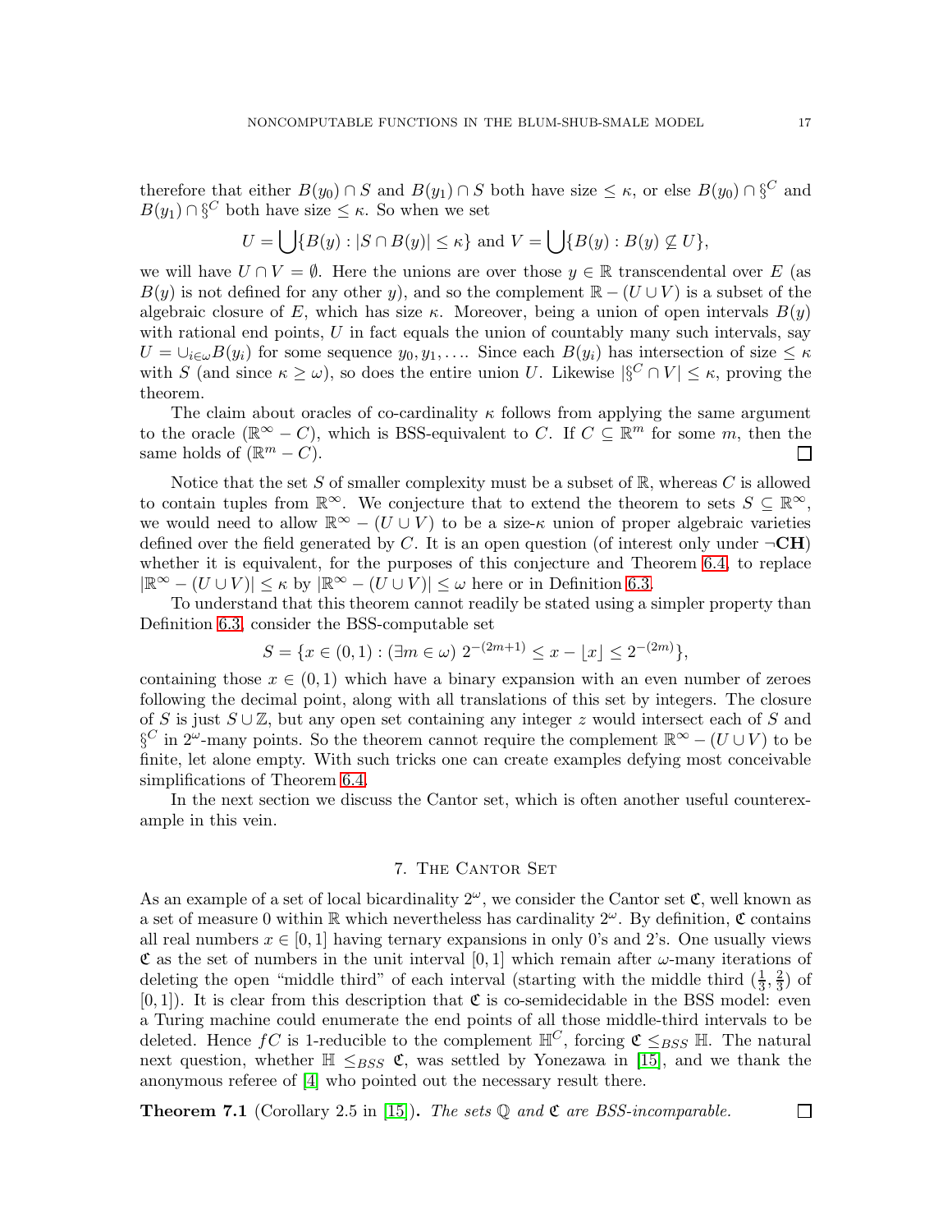therefore that either $B(y_0) \cap S$ and $B(y_1) \cap S$ both have size $\leq \kappa$, or else $B(y_0) \cap \S^C$ and $B(y_1) \cap \S^C$ both have size $\leq \kappa$. So when we set

$$U = \bigcup\{B(y) : |S \cap B(y)| \leq \kappa\} \text{ and } V = \bigcup\{B(y) : B(y) \not\subseteq U\},$$

we will have $U \cap V = \emptyset$. Here the unions are over those $y \in \mathbb{R}$ transcendental over $E$ (as $B(y)$ is not defined for any other $y$), and so the complement $\mathbb{R} - (U \cup V)$ is a subset of the algebraic closure of $E$, which has size $\kappa$. Moreover, being a union of open intervals $B(y)$ with rational end points, $U$ in fact equals the union of countably many such intervals, say $U = \cup_{i\in\omega} B(y_i)$ for some sequence $y_0, y_1, \ldots$. Since each $B(y_i)$ has intersection of size $\leq \kappa$ with $S$ (and since $\kappa \geq \omega$), so does the entire union $U$. Likewise $|\S^C \cap V| \leq \kappa$, proving the theorem.

The claim about oracles of co-cardinality $\kappa$ follows from applying the same argument to the oracle $(\mathbb{R}^\infty - C)$, which is BSS-equivalent to $C$. If $C \subseteq \mathbb{R}^m$ for some $m$, then the same holds of $(\mathbb{R}^m - C)$. $\square$

Notice that the set $S$ of smaller complexity must be a subset of $\mathbb{R}$, whereas $C$ is allowed to contain tuples from $\mathbb{R}^\infty$. We conjecture that to extend the theorem to sets $S \subseteq \mathbb{R}^\infty$, we would need to allow $\mathbb{R}^\infty - (U \cup V)$ to be a size-$\kappa$ union of proper algebraic varieties defined over the field generated by $C$. It is an open question (of interest only under $\neg$**CH**) whether it is equivalent, for the purposes of this conjecture and Theorem 6.4, to replace $|\mathbb{R}^\infty - (U \cup V)| \leq \kappa$ by $|\mathbb{R}^\infty - (U \cup V)| \leq \omega$ here or in Definition 6.3.

To understand that this theorem cannot readily be stated using a simpler property than Definition 6.3, consider the BSS-computable set

$$S = \{x \in (0,1) : (\exists m \in \omega)\ 2^{-(2m+1)} \leq x - \lfloor x \rfloor \leq 2^{-(2m)}\},$$

containing those $x \in (0,1)$ which have a binary expansion with an even number of zeroes following the decimal point, along with all translations of this set by integers. The closure of $S$ is just $S \cup \mathbb{Z}$, but any open set containing any integer $z$ would intersect each of $S$ and $\S^C$ in $2^\omega$-many points. So the theorem cannot require the complement $\mathbb{R}^\infty - (U \cup V)$ to be finite, let alone empty. With such tricks one can create examples defying most conceivable simplifications of Theorem 6.4.

In the next section we discuss the Cantor set, which is often another useful counterexample in this vein.

## 7. The Cantor Set

As an example of a set of local bicardinality $2^\omega$, we consider the Cantor set $\mathfrak{C}$, well known as a set of measure 0 within $\mathbb{R}$ which nevertheless has cardinality $2^\omega$. By definition, $\mathfrak{C}$ contains all real numbers $x \in [0,1]$ having ternary expansions in only 0's and 2's. One usually views $\mathfrak{C}$ as the set of numbers in the unit interval $[0,1]$ which remain after $\omega$-many iterations of deleting the open "middle third" of each interval (starting with the middle third $(\frac{1}{3}, \frac{2}{3})$ of $[0,1]$). It is clear from this description that $\mathfrak{C}$ is co-semidecidable in the BSS model: even a Turing machine could enumerate the end points of all those middle-third intervals to be deleted. Hence $fC$ is 1-reducible to the complement $\mathbb{H}^C$, forcing $\mathfrak{C} \leq_{BSS} \mathbb{H}$. The natural next question, whether $\mathbb{H} \leq_{BSS} \mathfrak{C}$, was settled by Yonezawa in [15], and we thank the anonymous referee of [4] who pointed out the necessary result there.

**Theorem 7.1** (Corollary 2.5 in [15]). *The sets $\mathbb{Q}$ and $\mathfrak{C}$ are BSS-incomparable.* $\square$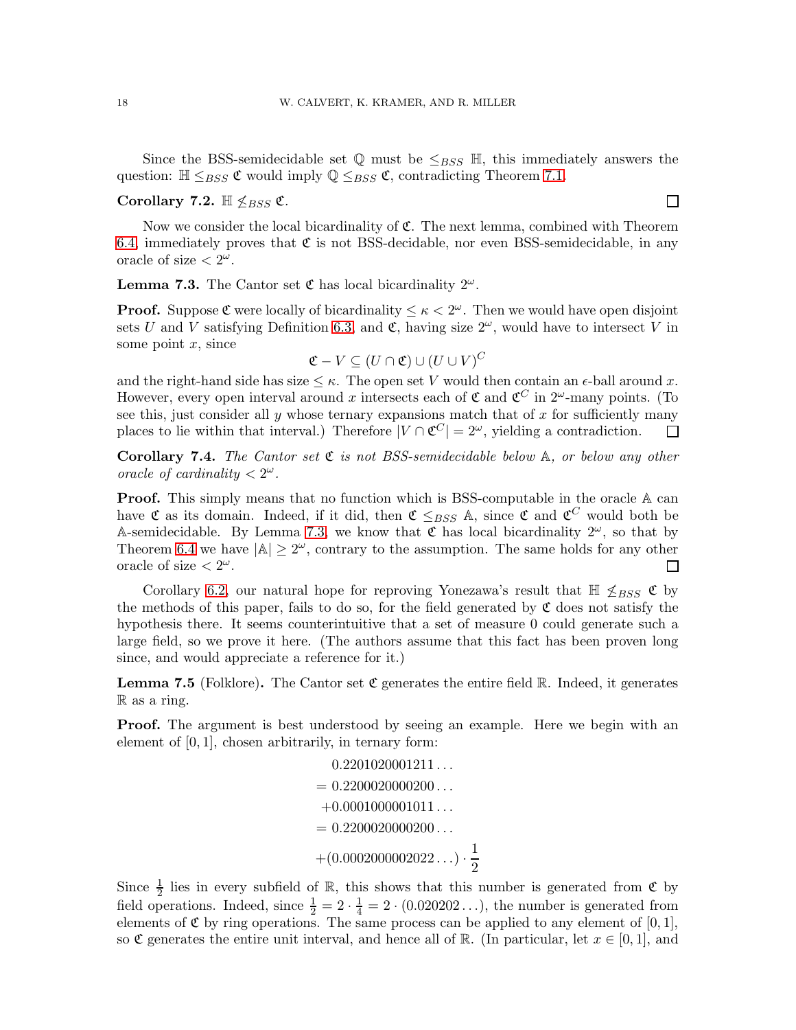Since the BSS-semidecidable set $\mathbb{Q}$ must be $\leq_{BSS}$ $\mathbb{H}$, this immediately answers the question: $\mathbb{H} \leq_{BSS} \mathfrak{C}$ would imply $\mathbb{Q} \leq_{BSS} \mathfrak{C}$, contradicting Theorem 7.1.

**Corollary 7.2.** $\mathbb{H} \not\leq_{BSS} \mathfrak{C}$. $\square$

Now we consider the local bicardinality of $\mathfrak{C}$. The next lemma, combined with Theorem 6.4, immediately proves that $\mathfrak{C}$ is not BSS-decidable, nor even BSS-semidecidable, in any oracle of size $< 2^\omega$.

**Lemma 7.3.** The Cantor set $\mathfrak{C}$ has local bicardinality $2^\omega$.

**Proof.** Suppose $\mathfrak{C}$ were locally of bicardinality $\leq \kappa < 2^\omega$. Then we would have open disjoint sets $U$ and $V$ satisfying Definition 6.3, and $\mathfrak{C}$, having size $2^\omega$, would have to intersect $V$ in some point $x$, since

$$\mathfrak{C} - V \subseteq (U \cap \mathfrak{C}) \cup (U \cup V)^C$$

and the right-hand side has size $\leq \kappa$. The open set $V$ would then contain an $\epsilon$-ball around $x$. However, every open interval around $x$ intersects each of $\mathfrak{C}$ and $\mathfrak{C}^C$ in $2^\omega$-many points. (To see this, just consider all $y$ whose ternary expansions match that of $x$ for sufficiently many places to lie within that interval.) Therefore $|V \cap \mathfrak{C}^C| = 2^\omega$, yielding a contradiction. $\square$

**Corollary 7.4.** *The Cantor set $\mathfrak{C}$ is not BSS-semidecidable below $\mathbb{A}$, or below any other oracle of cardinality $< 2^\omega$.*

**Proof.** This simply means that no function which is BSS-computable in the oracle $\mathbb{A}$ can have $\mathfrak{C}$ as its domain. Indeed, if it did, then $\mathfrak{C} \leq_{BSS} \mathbb{A}$, since $\mathfrak{C}$ and $\mathfrak{C}^C$ would both be $\mathbb{A}$-semidecidable. By Lemma 7.3, we know that $\mathfrak{C}$ has local bicardinality $2^\omega$, so that by Theorem 6.4 we have $|\mathbb{A}| \geq 2^\omega$, contrary to the assumption. The same holds for any other oracle of size $< 2^\omega$. $\square$

Corollary 6.2, our natural hope for reproving Yonezawa's result that $\mathbb{H} \not\leq_{BSS} \mathfrak{C}$ by the methods of this paper, fails to do so, for the field generated by $\mathfrak{C}$ does not satisfy the hypothesis there. It seems counterintuitive that a set of measure 0 could generate such a large field, so we prove it here. (The authors assume that this fact has been proven long since, and would appreciate a reference for it.)

**Lemma 7.5** (Folklore)**.** The Cantor set $\mathfrak{C}$ generates the entire field $\mathbb{R}$. Indeed, it generates $\mathbb{R}$ as a ring.

**Proof.** The argument is best understood by seeing an example. Here we begin with an element of $[0, 1]$, chosen arbitrarily, in ternary form:

$$\begin{aligned}
&0.2201020001211\ldots \\
&= 0.2200020000200\ldots \\
&\quad +0.0001000001011\ldots \\
&= 0.2200020000200\ldots \\
&\quad +(0.0002000002022\ldots) \cdot \frac{1}{2}
\end{aligned}$$

Since $\frac{1}{2}$ lies in every subfield of $\mathbb{R}$, this shows that this number is generated from $\mathfrak{C}$ by field operations. Indeed, since $\frac{1}{2} = 2 \cdot \frac{1}{4} = 2 \cdot (0.020202\ldots)$, the number is generated from elements of $\mathfrak{C}$ by ring operations. The same process can be applied to any element of $[0, 1]$, so $\mathfrak{C}$ generates the entire unit interval, and hence all of $\mathbb{R}$. (In particular, let $x \in [0, 1]$, and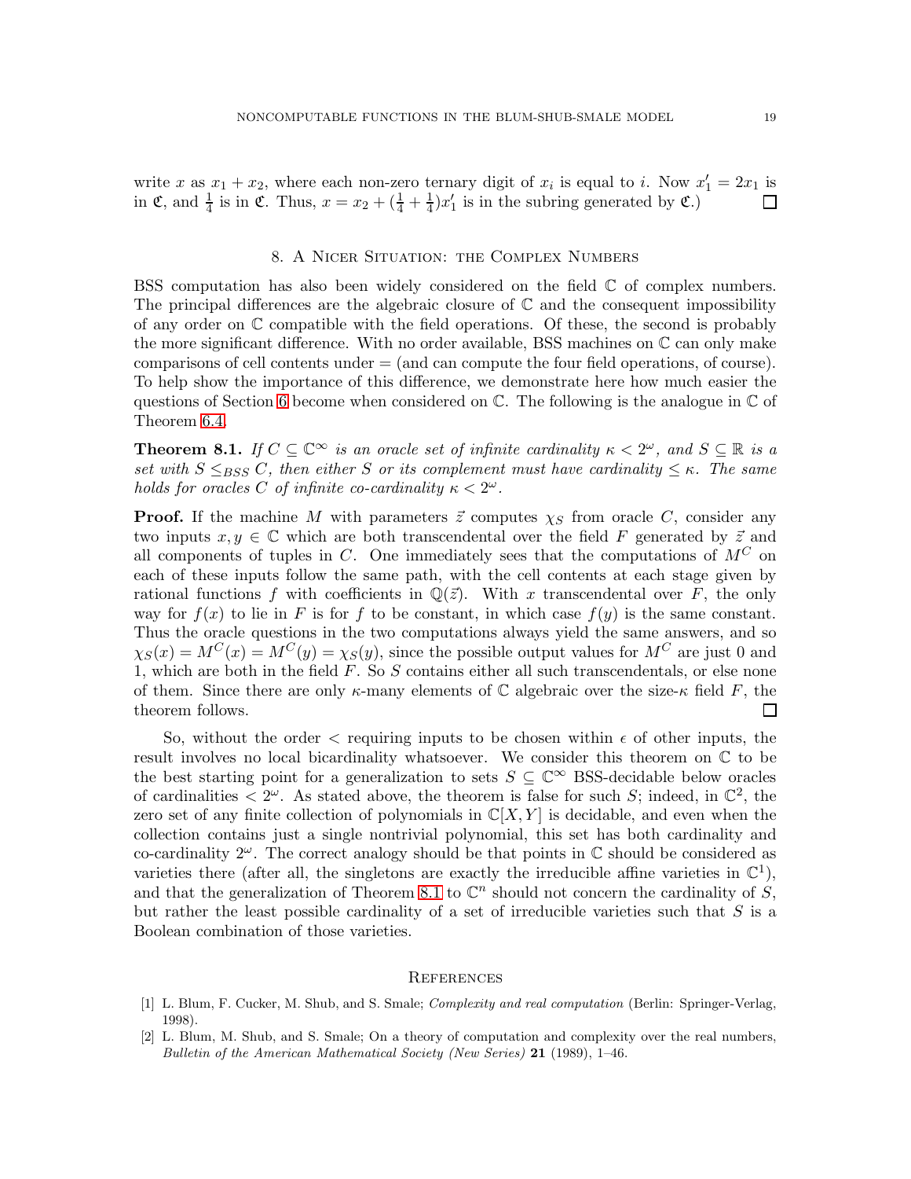write $x$ as $x_1 + x_2$, where each non-zero ternary digit of $x_i$ is equal to $i$. Now $x'_1 = 2x_1$ is in $\mathfrak{C}$, and $\frac{1}{4}$ is in $\mathfrak{C}$. Thus, $x = x_2 + (\frac{1}{4} + \frac{1}{4})x'_1$ is in the subring generated by $\mathfrak{C}$.) □

## 8. A Nicer Situation: the Complex Numbers

BSS computation has also been widely considered on the field $\mathbb{C}$ of complex numbers. The principal differences are the algebraic closure of $\mathbb{C}$ and the consequent impossibility of any order on $\mathbb{C}$ compatible with the field operations. Of these, the second is probably the more significant difference. With no order available, BSS machines on $\mathbb{C}$ can only make comparisons of cell contents under $=$ (and can compute the four field operations, of course). To help show the importance of this difference, we demonstrate here how much easier the questions of Section 6 become when considered on $\mathbb{C}$. The following is the analogue in $\mathbb{C}$ of Theorem 6.4.

**Theorem 8.1.** *If $C \subseteq \mathbb{C}^\infty$ is an oracle set of infinite cardinality $\kappa < 2^\omega$, and $S \subseteq \mathbb{R}$ is a set with $S \leq_{BSS} C$, then either $S$ or its complement must have cardinality $\leq \kappa$. The same holds for oracles $C$ of infinite co-cardinality $\kappa < 2^\omega$.*

**Proof.** If the machine $M$ with parameters $\vec{z}$ computes $\chi_S$ from oracle $C$, consider any two inputs $x, y \in \mathbb{C}$ which are both transcendental over the field $F$ generated by $\vec{z}$ and all components of tuples in $C$. One immediately sees that the computations of $M^C$ on each of these inputs follow the same path, with the cell contents at each stage given by rational functions $f$ with coefficients in $\mathbb{Q}(\vec{z})$. With $x$ transcendental over $F$, the only way for $f(x)$ to lie in $F$ is for $f$ to be constant, in which case $f(y)$ is the same constant. Thus the oracle questions in the two computations always yield the same answers, and so $\chi_S(x) = M^C(x) = M^C(y) = \chi_S(y)$, since the possible output values for $M^C$ are just 0 and 1, which are both in the field $F$. So $S$ contains either all such transcendentals, or else none of them. Since there are only $\kappa$-many elements of $\mathbb{C}$ algebraic over the size-$\kappa$ field $F$, the theorem follows. □

So, without the order $<$ requiring inputs to be chosen within $\epsilon$ of other inputs, the result involves no local bicardinality whatsoever. We consider this theorem on $\mathbb{C}$ to be the best starting point for a generalization to sets $S \subseteq \mathbb{C}^\infty$ BSS-decidable below oracles of cardinalities $< 2^\omega$. As stated above, the theorem is false for such $S$; indeed, in $\mathbb{C}^2$, the zero set of any finite collection of polynomials in $\mathbb{C}[X, Y]$ is decidable, and even when the collection contains just a single nontrivial polynomial, this set has both cardinality and co-cardinality $2^\omega$. The correct analogy should be that points in $\mathbb{C}$ should be considered as varieties there (after all, the singletons are exactly the irreducible affine varieties in $\mathbb{C}^1$), and that the generalization of Theorem 8.1 to $\mathbb{C}^n$ should not concern the cardinality of $S$, but rather the least possible cardinality of a set of irreducible varieties such that $S$ is a Boolean combination of those varieties.

## References

[1] L. Blum, F. Cucker, M. Shub, and S. Smale; *Complexity and real computation* (Berlin: Springer-Verlag, 1998).

[2] L. Blum, M. Shub, and S. Smale; On a theory of computation and complexity over the real numbers, *Bulletin of the American Mathematical Society (New Series)* **21** (1989), 1–46.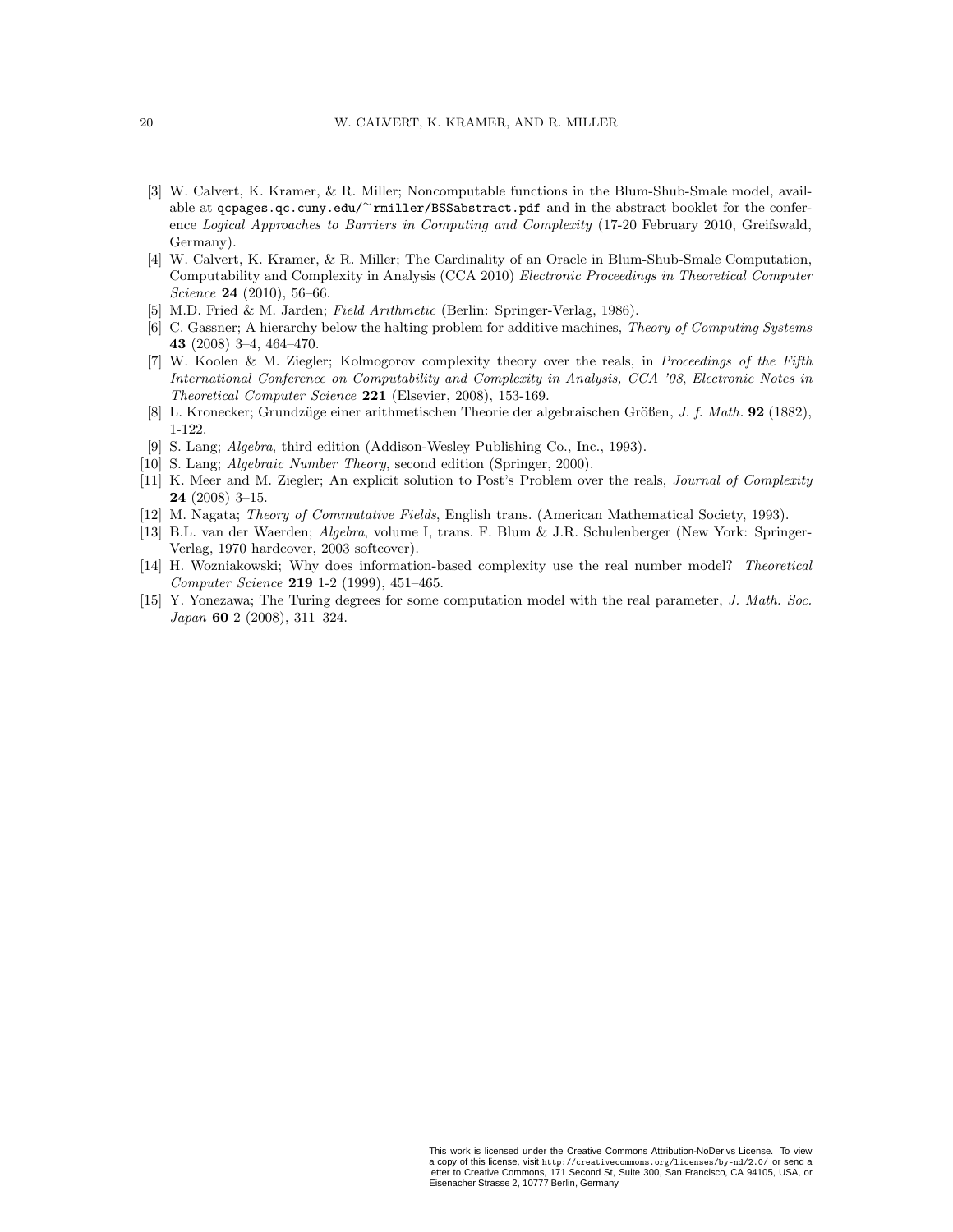[3] W. Calvert, K. Kramer, & R. Miller; Noncomputable functions in the Blum-Shub-Smale model, available at qcpages.qc.cuny.edu/~rmiller/BSSabstract.pdf and in the abstract booklet for the conference *Logical Approaches to Barriers in Computing and Complexity* (17-20 February 2010, Greifswald, Germany).

[4] W. Calvert, K. Kramer, & R. Miller; The Cardinality of an Oracle in Blum-Shub-Smale Computation, Computability and Complexity in Analysis (CCA 2010) *Electronic Proceedings in Theoretical Computer Science* **24** (2010), 56–66.

[5] M.D. Fried & M. Jarden; *Field Arithmetic* (Berlin: Springer-Verlag, 1986).

[6] C. Gassner; A hierarchy below the halting problem for additive machines, *Theory of Computing Systems* **43** (2008) 3–4, 464–470.

[7] W. Koolen & M. Ziegler; Kolmogorov complexity theory over the reals, in *Proceedings of the Fifth International Conference on Computability and Complexity in Analysis, CCA '08*, *Electronic Notes in Theoretical Computer Science* **221** (Elsevier, 2008), 153-169.

[8] L. Kronecker; Grundzüge einer arithmetischen Theorie der algebraischen Größen, *J. f. Math.* **92** (1882), 1-122.

[9] S. Lang; *Algebra*, third edition (Addison-Wesley Publishing Co., Inc., 1993).

[10] S. Lang; *Algebraic Number Theory*, second edition (Springer, 2000).

[11] K. Meer and M. Ziegler; An explicit solution to Post's Problem over the reals, *Journal of Complexity* **24** (2008) 3–15.

[12] M. Nagata; *Theory of Commutative Fields*, English trans. (American Mathematical Society, 1993).

[13] B.L. van der Waerden; *Algebra*, volume I, trans. F. Blum & J.R. Schulenberger (New York: Springer-Verlag, 1970 hardcover, 2003 softcover).

[14] H. Wozniakowski; Why does information-based complexity use the real number model? *Theoretical Computer Science* **219** 1-2 (1999), 451–465.

[15] Y. Yonezawa; The Turing degrees for some computation model with the real parameter, *J. Math. Soc. Japan* **60** 2 (2008), 311–324.

This work is licensed under the Creative Commons Attribution-NoDerivs License. To view a copy of this license, visit http://creativecommons.org/licenses/by-nd/2.0/ or send a letter to Creative Commons, 171 Second St, Suite 300, San Francisco, CA 94105, USA, or Eisenacher Strasse 2, 10777 Berlin, Germany